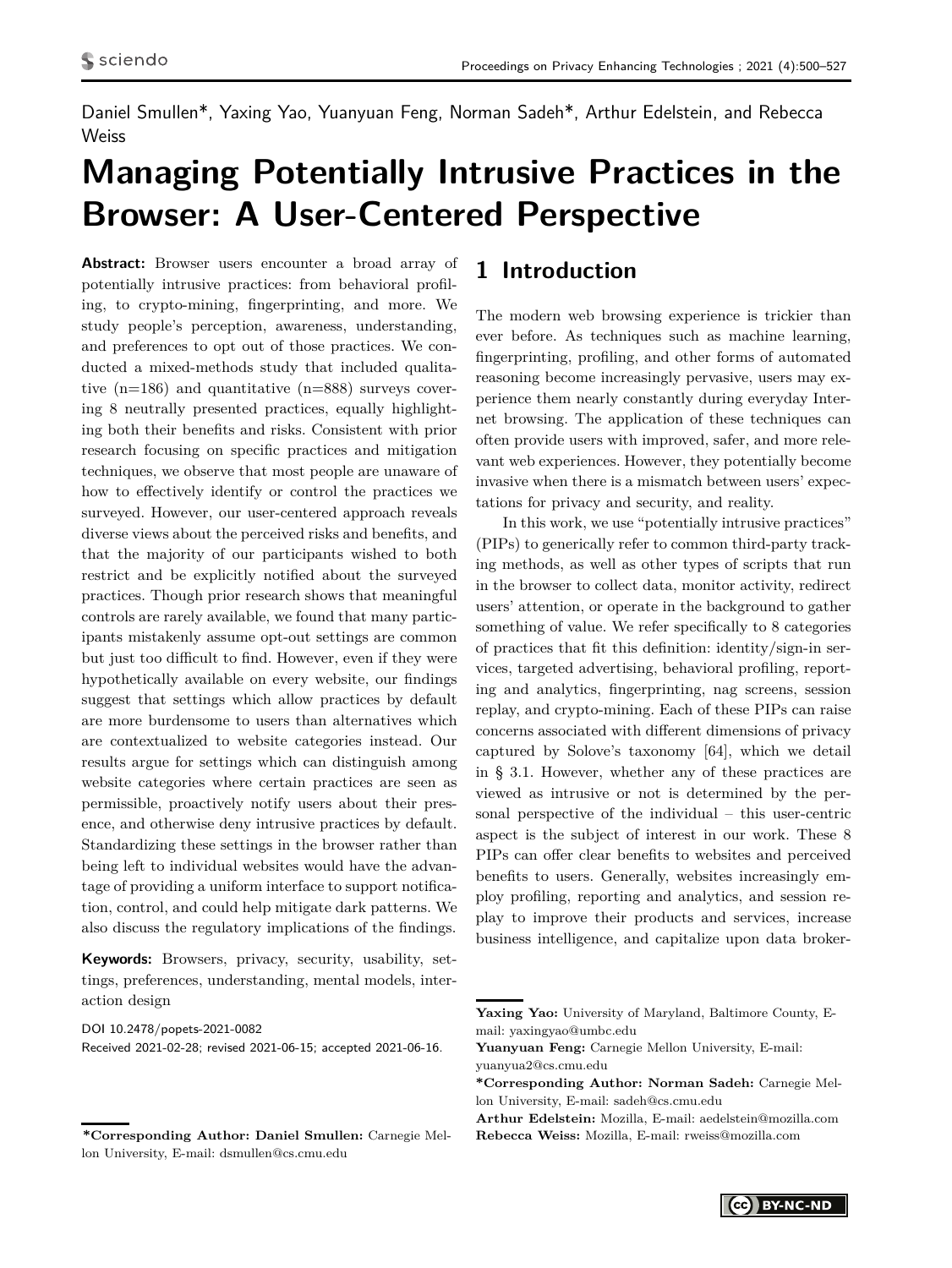Daniel Smullen*, Yaxing Yao, Yuanyuan Feng, Norman Sadeh*, Arthur Edelstein, and Rebecca Weiss

# Managing Potentially Intrusive Practices in the Browser: A User-Centered Perspective

**Abstract:** Browser users encounter a broad array of potentially intrusive practices: from behavioral profiling, to crypto-mining, fingerprinting, and more. We study people's perception, awareness, understanding, and preferences to opt out of those practices. We conducted a mixed-methods study that included qualitative (n=186) and quantitative (n=888) surveys covering 8 neutrally presented practices, equally highlighting both their benefits and risks. Consistent with prior research focusing on specific practices and mitigation techniques, we observe that most people are unaware of how to effectively identify or control the practices we surveyed. However, our user-centered approach reveals diverse views about the perceived risks and benefits, and that the majority of our participants wished to both restrict and be explicitly notified about the surveyed practices. Though prior research shows that meaningful controls are rarely available, we found that many participants mistakenly assume opt-out settings are common but just too difficult to find. However, even if they were hypothetically available on every website, our findings suggest that settings which allow practices by default are more burdensome to users than alternatives which are contextualized to website categories instead. Our results argue for settings which can distinguish among website categories where certain practices are seen as permissible, proactively notify users about their presence, and otherwise deny intrusive practices by default. Standardizing these settings in the browser rather than being left to individual websites would have the advantage of providing a uniform interface to support notification, control, and could help mitigate dark patterns. We also discuss the regulatory implications of the findings.

**Keywords:** Browsers, privacy, security, usability, settings, preferences, understanding, mental models, interaction design

DOI 10.2478/popets-2021-0082
Received 2021-02-28; revised 2021-06-15; accepted 2021-06-16.

## 1 Introduction

The modern web browsing experience is trickier than ever before. As techniques such as machine learning, fingerprinting, profiling, and other forms of automated reasoning become increasingly pervasive, users may experience them nearly constantly during everyday Internet browsing. The application of these techniques can often provide users with improved, safer, and more relevant web experiences. However, they potentially become invasive when there is a mismatch between users' expectations for privacy and security, and reality.

In this work, we use "potentially intrusive practices" (PIPs) to generically refer to common third-party tracking methods, as well as other types of scripts that run in the browser to collect data, monitor activity, redirect users' attention, or operate in the background to gather something of value. We refer specifically to 8 categories of practices that fit this definition: identity/sign-in services, targeted advertising, behavioral profiling, reporting and analytics, fingerprinting, nag screens, session replay, and crypto-mining. Each of these PIPs can raise concerns associated with different dimensions of privacy captured by Solove's taxonomy [64], which we detail in § 3.1. However, whether any of these practices are viewed as intrusive or not is determined by the personal perspective of the individual – this user-centric aspect is the subject of interest in our work. These 8 PIPs can offer clear benefits to websites and perceived benefits to users. Generally, websites increasingly employ profiling, reporting and analytics, and session replay to improve their products and services, increase business intelligence, and capitalize upon data broker-

---

**\*Corresponding Author: Daniel Smullen:** Carnegie Mellon University, E-mail: dsmullen@cs.cmu.edu

**Yaxing Yao:** University of Maryland, Baltimore County, E-mail: yaxingyao@umbc.edu

**Yuanyuan Feng:** Carnegie Mellon University, E-mail: yuanyua2@cs.cmu.edu

**\*Corresponding Author: Norman Sadeh:** Carnegie Mellon University, E-mail: sadeh@cs.cmu.edu

**Arthur Edelstein:** Mozilla, E-mail: aedelstein@mozilla.com

**Rebecca Weiss:** Mozilla, E-mail: rweiss@mozilla.com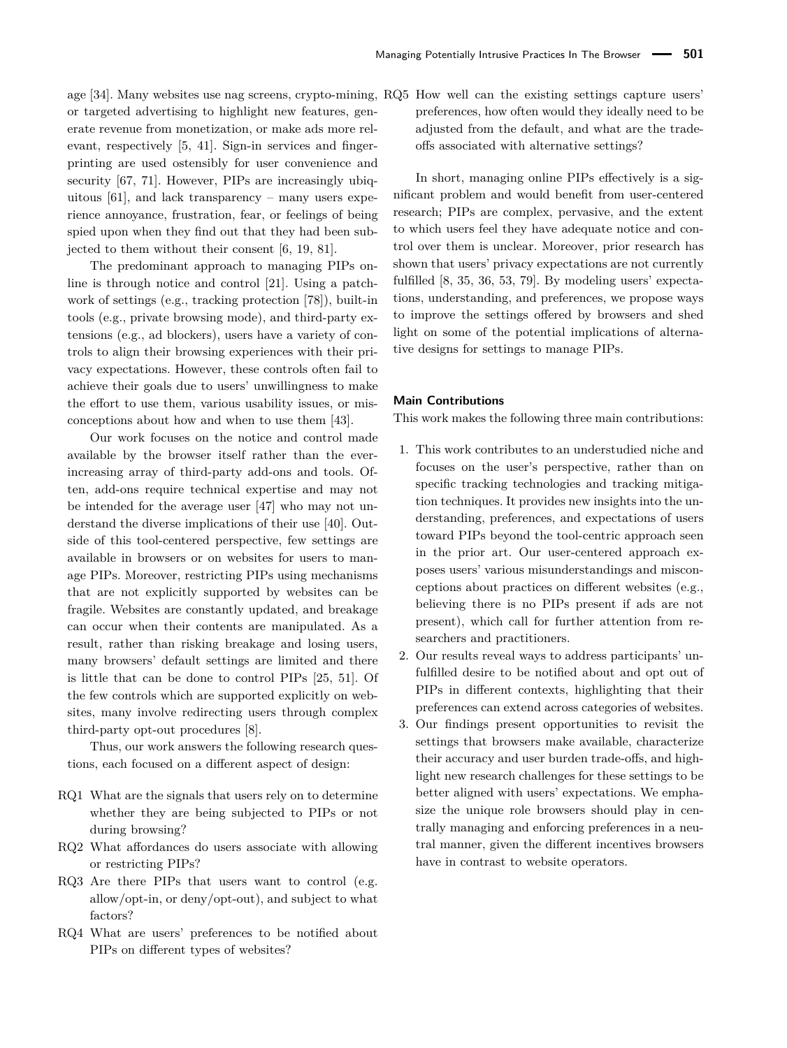age [34]. Many websites use nag screens, crypto-mining, or targeted advertising to highlight new features, generate revenue from monetization, or make ads more relevant, respectively [5, 41]. Sign-in services and fingerprinting are used ostensibly for user convenience and security [67, 71]. However, PIPs are increasingly ubiquitous [61], and lack transparency – many users experience annoyance, frustration, fear, or feelings of being spied upon when they find out that they had been subjected to them without their consent [6, 19, 81].

The predominant approach to managing PIPs online is through notice and control [21]. Using a patchwork of settings (e.g., tracking protection [78]), built-in tools (e.g., private browsing mode), and third-party extensions (e.g., ad blockers), users have a variety of controls to align their browsing experiences with their privacy expectations. However, these controls often fail to achieve their goals due to users' unwillingness to make the effort to use them, various usability issues, or misconceptions about how and when to use them [43].

Our work focuses on the notice and control made available by the browser itself rather than the ever-increasing array of third-party add-ons and tools. Often, add-ons require technical expertise and may not be intended for the average user [47] who may not understand the diverse implications of their use [40]. Outside of this tool-centered perspective, few settings are available in browsers or on websites for users to manage PIPs. Moreover, restricting PIPs using mechanisms that are not explicitly supported by websites can be fragile. Websites are constantly updated, and breakage can occur when their contents are manipulated. As a result, rather than risking breakage and losing users, many browsers' default settings are limited and there is little that can be done to control PIPs [25, 51]. Of the few controls which are supported explicitly on websites, many involve redirecting users through complex third-party opt-out procedures [8].

Thus, our work answers the following research questions, each focused on a different aspect of design:

- RQ1 What are the signals that users rely on to determine whether they are being subjected to PIPs or not during browsing?
- RQ2 What affordances do users associate with allowing or restricting PIPs?
- RQ3 Are there PIPs that users want to control (e.g. allow/opt-in, or deny/opt-out), and subject to what factors?
- RQ4 What are users' preferences to be notified about PIPs on different types of websites?
- RQ5 How well can the existing settings capture users' preferences, how often would they ideally need to be adjusted from the default, and what are the trade-offs associated with alternative settings?

In short, managing online PIPs effectively is a significant problem and would benefit from user-centered research; PIPs are complex, pervasive, and the extent to which users feel they have adequate notice and control over them is unclear. Moreover, prior research has shown that users' privacy expectations are not currently fulfilled [8, 35, 36, 53, 79]. By modeling users' expectations, understanding, and preferences, we propose ways to improve the settings offered by browsers and shed light on some of the potential implications of alternative designs for settings to manage PIPs.

#### Main Contributions

This work makes the following three main contributions:

1. This work contributes to an understudied niche and focuses on the user's perspective, rather than on specific tracking technologies and tracking mitigation techniques. It provides new insights into the understanding, preferences, and expectations of users toward PIPs beyond the tool-centric approach seen in the prior art. Our user-centered approach exposes users' various misunderstandings and misconceptions about practices on different websites (e.g., believing there is no PIPs present if ads are not present), which call for further attention from researchers and practitioners.
2. Our results reveal ways to address participants' unfulfilled desire to be notified about and opt out of PIPs in different contexts, highlighting that their preferences can extend across categories of websites.
3. Our findings present opportunities to revisit the settings that browsers make available, characterize their accuracy and user burden trade-offs, and highlight new research challenges for these settings to be better aligned with users' expectations. We emphasize the unique role browsers should play in centrally managing and enforcing preferences in a neutral manner, given the different incentives browsers have in contrast to website operators.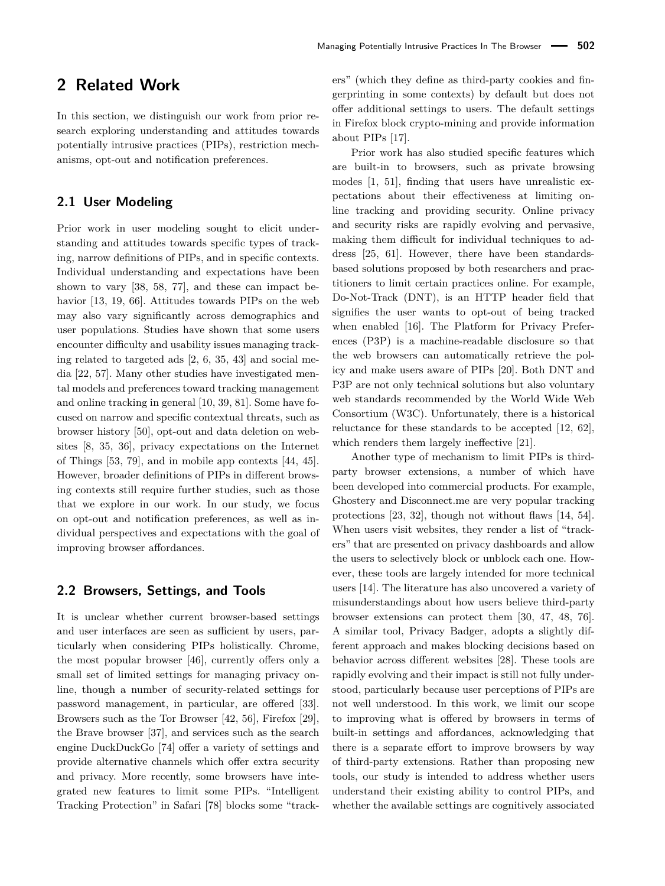## 2 Related Work

In this section, we distinguish our work from prior research exploring understanding and attitudes towards potentially intrusive practices (PIPs), restriction mechanisms, opt-out and notification preferences.

### 2.1 User Modeling

Prior work in user modeling sought to elicit understanding and attitudes towards specific types of tracking, narrow definitions of PIPs, and in specific contexts. Individual understanding and expectations have been shown to vary [38, 58, 77], and these can impact behavior [13, 19, 66]. Attitudes towards PIPs on the web may also vary significantly across demographics and user populations. Studies have shown that some users encounter difficulty and usability issues managing tracking related to targeted ads [2, 6, 35, 43] and social media [22, 57]. Many other studies have investigated mental models and preferences toward tracking management and online tracking in general [10, 39, 81]. Some have focused on narrow and specific contextual threats, such as browser history [50], opt-out and data deletion on websites [8, 35, 36], privacy expectations on the Internet of Things [53, 79], and in mobile app contexts [44, 45]. However, broader definitions of PIPs in different browsing contexts still require further studies, such as those that we explore in our work. In our study, we focus on opt-out and notification preferences, as well as individual perspectives and expectations with the goal of improving browser affordances.

### 2.2 Browsers, Settings, and Tools

It is unclear whether current browser-based settings and user interfaces are seen as sufficient by users, particularly when considering PIPs holistically. Chrome, the most popular browser [46], currently offers only a small set of limited settings for managing privacy online, though a number of security-related settings for password management, in particular, are offered [33]. Browsers such as the Tor Browser [42, 56], Firefox [29], the Brave browser [37], and services such as the search engine DuckDuckGo [74] offer a variety of settings and provide alternative channels which offer extra security and privacy. More recently, some browsers have integrated new features to limit some PIPs. "Intelligent Tracking Protection" in Safari [78] blocks some "trackers" (which they define as third-party cookies and fingerprinting in some contexts) by default but does not offer additional settings to users. The default settings in Firefox block crypto-mining and provide information about PIPs [17].

Prior work has also studied specific features which are built-in to browsers, such as private browsing modes [1, 51], finding that users have unrealistic expectations about their effectiveness at limiting online tracking and providing security. Online privacy and security risks are rapidly evolving and pervasive, making them difficult for individual techniques to address [25, 61]. However, there have been standards-based solutions proposed by both researchers and practitioners to limit certain practices online. For example, Do-Not-Track (DNT), is an HTTP header field that signifies the user wants to opt-out of being tracked when enabled [16]. The Platform for Privacy Preferences (P3P) is a machine-readable disclosure so that the web browsers can automatically retrieve the policy and make users aware of PIPs [20]. Both DNT and P3P are not only technical solutions but also voluntary web standards recommended by the World Wide Web Consortium (W3C). Unfortunately, there is a historical reluctance for these standards to be accepted [12, 62], which renders them largely ineffective [21].

Another type of mechanism to limit PIPs is third-party browser extensions, a number of which have been developed into commercial products. For example, Ghostery and Disconnect.me are very popular tracking protections [23, 32], though not without flaws [14, 54]. When users visit websites, they render a list of "trackers" that are presented on privacy dashboards and allow the users to selectively block or unblock each one. However, these tools are largely intended for more technical users [14]. The literature has also uncovered a variety of misunderstandings about how users believe third-party browser extensions can protect them [30, 47, 48, 76]. A similar tool, Privacy Badger, adopts a slightly different approach and makes blocking decisions based on behavior across different websites [28]. These tools are rapidly evolving and their impact is still not fully understood, particularly because user perceptions of PIPs are not well understood. In this work, we limit our scope to improving what is offered by browsers in terms of built-in settings and affordances, acknowledging that there is a separate effort to improve browsers by way of third-party extensions. Rather than proposing new tools, our study is intended to address whether users understand their existing ability to control PIPs, and whether the available settings are cognitively associated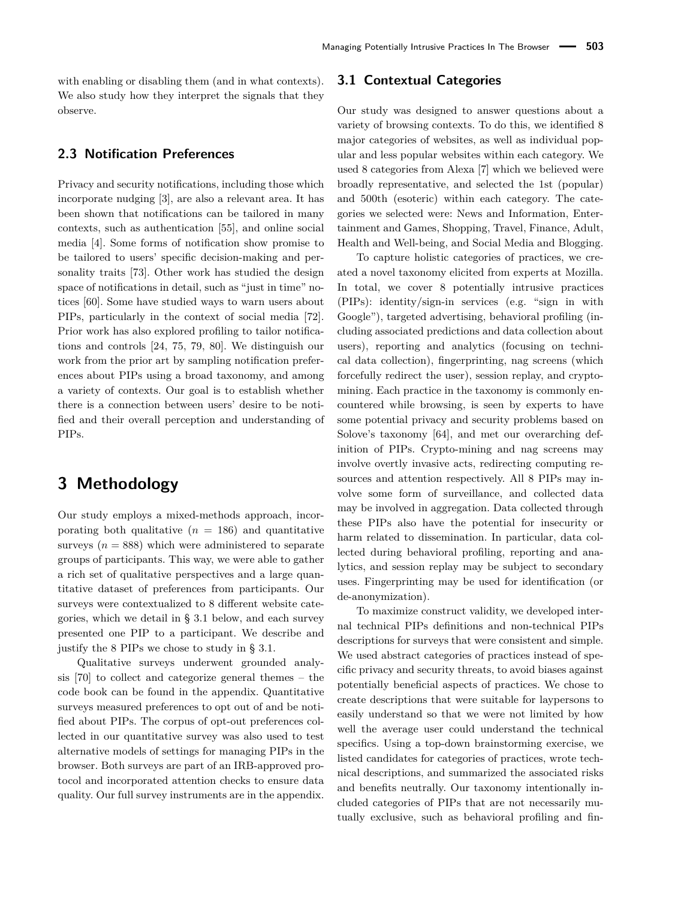with enabling or disabling them (and in what contexts). We also study how they interpret the signals that they observe.

### 2.3 Notification Preferences

Privacy and security notifications, including those which incorporate nudging [3], are also a relevant area. It has been shown that notifications can be tailored in many contexts, such as authentication [55], and online social media [4]. Some forms of notification show promise to be tailored to users' specific decision-making and personality traits [73]. Other work has studied the design space of notifications in detail, such as "just in time" notices [60]. Some have studied ways to warn users about PIPs, particularly in the context of social media [72]. Prior work has also explored profiling to tailor notifications and controls [24, 75, 79, 80]. We distinguish our work from the prior art by sampling notification preferences about PIPs using a broad taxonomy, and among a variety of contexts. Our goal is to establish whether there is a connection between users' desire to be notified and their overall perception and understanding of PIPs.

## 3 Methodology

Our study employs a mixed-methods approach, incorporating both qualitative ($n$ = 186) and quantitative surveys ($n$ = 888) which were administered to separate groups of participants. This way, we were able to gather a rich set of qualitative perspectives and a large quantitative dataset of preferences from participants. Our surveys were contextualized to 8 different website categories, which we detail in § 3.1 below, and each survey presented one PIP to a participant. We describe and justify the 8 PIPs we chose to study in § 3.1.

Qualitative surveys underwent grounded analysis [70] to collect and categorize general themes – the code book can be found in the appendix. Quantitative surveys measured preferences to opt out of and be notified about PIPs. The corpus of opt-out preferences collected in our quantitative survey was also used to test alternative models of settings for managing PIPs in the browser. Both surveys are part of an IRB-approved protocol and incorporated attention checks to ensure data quality. Our full survey instruments are in the appendix.

### 3.1 Contextual Categories

Our study was designed to answer questions about a variety of browsing contexts. To do this, we identified 8 major categories of websites, as well as individual popular and less popular websites within each category. We used 8 categories from Alexa [7] which we believed were broadly representative, and selected the 1st (popular) and 500th (esoteric) within each category. The categories we selected were: News and Information, Entertainment and Games, Shopping, Travel, Finance, Adult, Health and Well-being, and Social Media and Blogging.

To capture holistic categories of practices, we created a novel taxonomy elicited from experts at Mozilla. In total, we cover 8 potentially intrusive practices (PIPs): identity/sign-in services (e.g. "sign in with Google"), targeted advertising, behavioral profiling (including associated predictions and data collection about users), reporting and analytics (focusing on technical data collection), fingerprinting, nag screens (which forcefully redirect the user), session replay, and crypto-mining. Each practice in the taxonomy is commonly encountered while browsing, is seen by experts to have some potential privacy and security problems based on Solove's taxonomy [64], and met our overarching definition of PIPs. Crypto-mining and nag screens may involve overtly invasive acts, redirecting computing resources and attention respectively. All 8 PIPs may involve some form of surveillance, and collected data may be involved in aggregation. Data collected through these PIPs also have the potential for insecurity or harm related to dissemination. In particular, data collected during behavioral profiling, reporting and analytics, and session replay may be subject to secondary uses. Fingerprinting may be used for identification (or de-anonymization).

To maximize construct validity, we developed internal technical PIPs definitions and non-technical PIPs descriptions for surveys that were consistent and simple. We used abstract categories of practices instead of specific privacy and security threats, to avoid biases against potentially beneficial aspects of practices. We chose to create descriptions that were suitable for laypersons to easily understand so that we were not limited by how well the average user could understand the technical specifics. Using a top-down brainstorming exercise, we listed candidates for categories of practices, wrote technical descriptions, and summarized the associated risks and benefits neutrally. Our taxonomy intentionally included categories of PIPs that are not necessarily mutually exclusive, such as behavioral profiling and fin-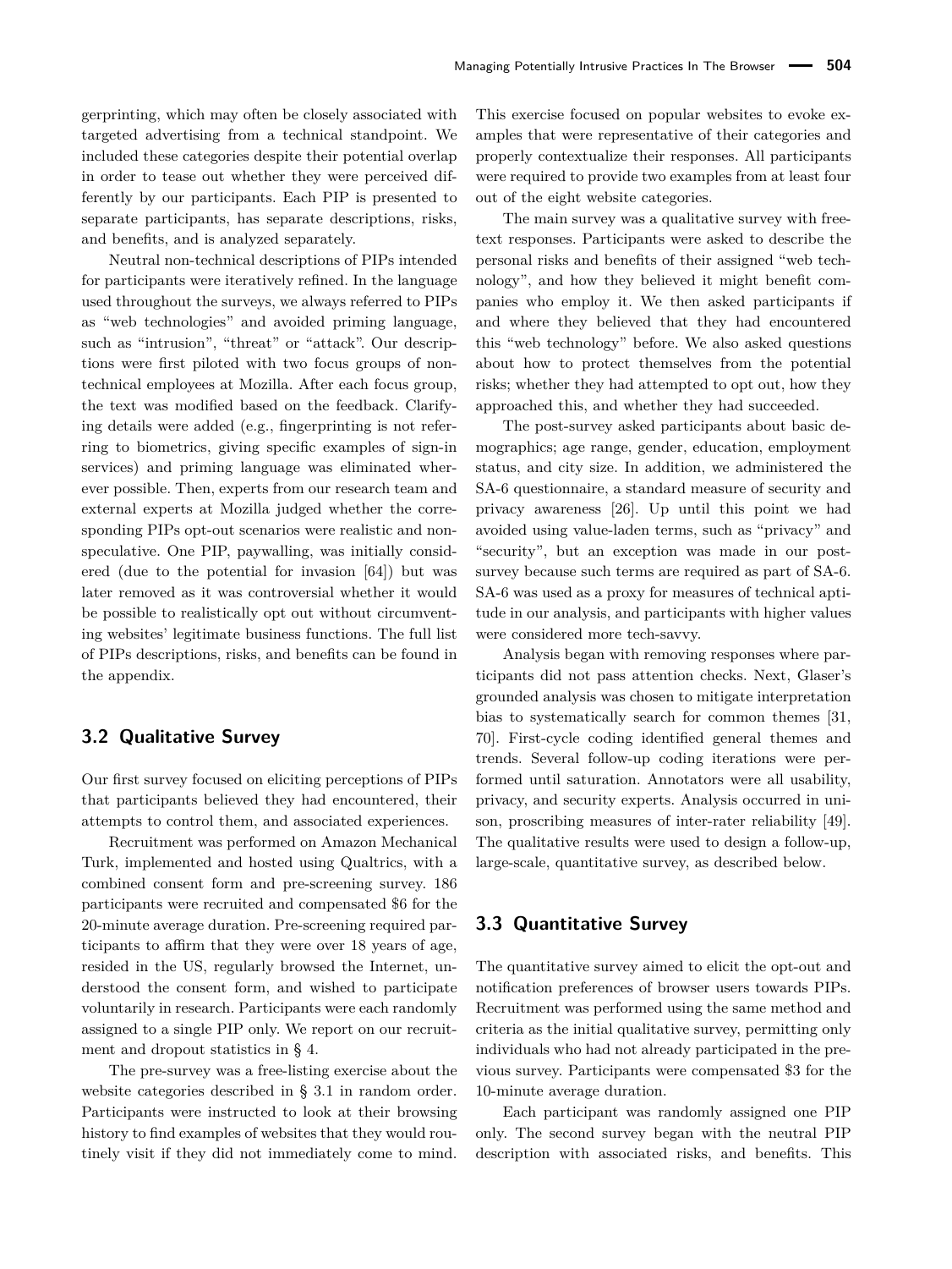gerprinting, which may often be closely associated with targeted advertising from a technical standpoint. We included these categories despite their potential overlap in order to tease out whether they were perceived differently by our participants. Each PIP is presented to separate participants, has separate descriptions, risks, and benefits, and is analyzed separately.

Neutral non-technical descriptions of PIPs intended for participants were iteratively refined. In the language used throughout the surveys, we always referred to PIPs as "web technologies" and avoided priming language, such as "intrusion", "threat" or "attack". Our descriptions were first piloted with two focus groups of non-technical employees at Mozilla. After each focus group, the text was modified based on the feedback. Clarifying details were added (e.g., fingerprinting is not referring to biometrics, giving specific examples of sign-in services) and priming language was eliminated wherever possible. Then, experts from our research team and external experts at Mozilla judged whether the corresponding PIPs opt-out scenarios were realistic and non-speculative. One PIP, paywalling, was initially considered (due to the potential for invasion [64]) but was later removed as it was controversial whether it would be possible to realistically opt out without circumventing websites' legitimate business functions. The full list of PIPs descriptions, risks, and benefits can be found in the appendix.

## 3.2 Qualitative Survey

Our first survey focused on eliciting perceptions of PIPs that participants believed they had encountered, their attempts to control them, and associated experiences.

Recruitment was performed on Amazon Mechanical Turk, implemented and hosted using Qualtrics, with a combined consent form and pre-screening survey. 186 participants were recruited and compensated $6 for the 20-minute average duration. Pre-screening required participants to affirm that they were over 18 years of age, resided in the US, regularly browsed the Internet, understood the consent form, and wished to participate voluntarily in research. Participants were each randomly assigned to a single PIP only. We report on our recruitment and dropout statistics in § 4.

The pre-survey was a free-listing exercise about the website categories described in § 3.1 in random order. Participants were instructed to look at their browsing history to find examples of websites that they would routinely visit if they did not immediately come to mind. This exercise focused on popular websites to evoke examples that were representative of their categories and properly contextualize their responses. All participants were required to provide two examples from at least four out of the eight website categories.

The main survey was a qualitative survey with free-text responses. Participants were asked to describe the personal risks and benefits of their assigned "web technology", and how they believed it might benefit companies who employ it. We then asked participants if and where they believed that they had encountered this "web technology" before. We also asked questions about how to protect themselves from the potential risks; whether they had attempted to opt out, how they approached this, and whether they had succeeded.

The post-survey asked participants about basic demographics; age range, gender, education, employment status, and city size. In addition, we administered the SA-6 questionnaire, a standard measure of security and privacy awareness [26]. Up until this point we had avoided using value-laden terms, such as "privacy" and "security", but an exception was made in our post-survey because such terms are required as part of SA-6. SA-6 was used as a proxy for measures of technical aptitude in our analysis, and participants with higher values were considered more tech-savvy.

Analysis began with removing responses where participants did not pass attention checks. Next, Glaser's grounded analysis was chosen to mitigate interpretation bias to systematically search for common themes [31, 70]. First-cycle coding identified general themes and trends. Several follow-up coding iterations were performed until saturation. Annotators were all usability, privacy, and security experts. Analysis occurred in unison, proscribing measures of inter-rater reliability [49]. The qualitative results were used to design a follow-up, large-scale, quantitative survey, as described below.

## 3.3 Quantitative Survey

The quantitative survey aimed to elicit the opt-out and notification preferences of browser users towards PIPs. Recruitment was performed using the same method and criteria as the initial qualitative survey, permitting only individuals who had not already participated in the previous survey. Participants were compensated $3 for the 10-minute average duration.

Each participant was randomly assigned one PIP only. The second survey began with the neutral PIP description with associated risks, and benefits. This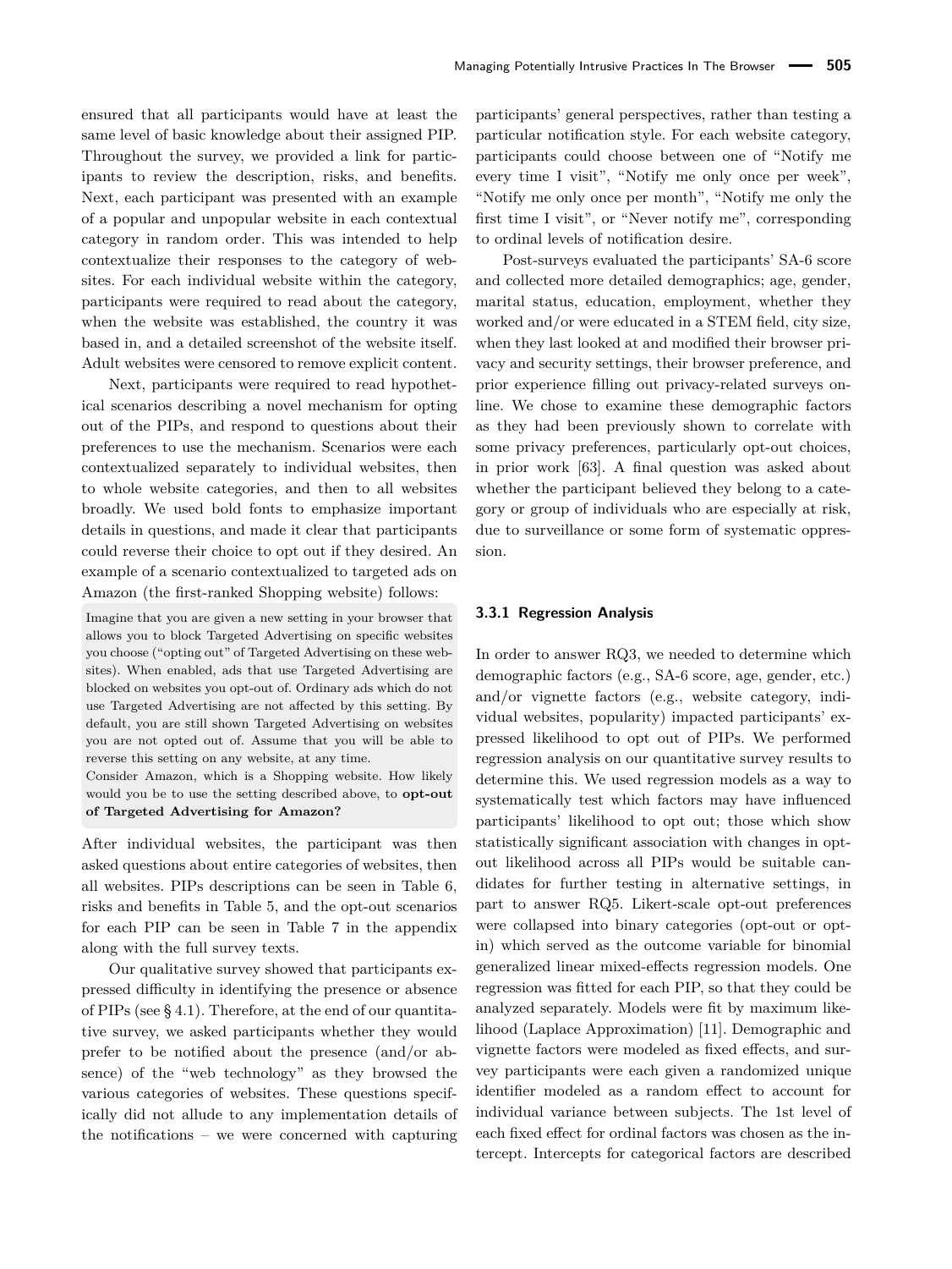ensured that all participants would have at least the same level of basic knowledge about their assigned PIP. Throughout the survey, we provided a link for participants to review the description, risks, and benefits. Next, each participant was presented with an example of a popular and unpopular website in each contextual category in random order. This was intended to help contextualize their responses to the category of websites. For each individual website within the category, participants were required to read about the category, when the website was established, the country it was based in, and a detailed screenshot of the website itself. Adult websites were censored to remove explicit content.

Next, participants were required to read hypothetical scenarios describing a novel mechanism for opting out of the PIPs, and respond to questions about their preferences to use the mechanism. Scenarios were each contextualized separately to individual websites, then to whole website categories, and then to all websites broadly. We used bold fonts to emphasize important details in questions, and made it clear that participants could reverse their choice to opt out if they desired. An example of a scenario contextualized to targeted ads on Amazon (the first-ranked Shopping website) follows:

> Imagine that you are given a new setting in your browser that allows you to block Targeted Advertising on specific websites you choose ("opting out" of Targeted Advertising on these websites). When enabled, ads that use Targeted Advertising are blocked on websites you opt-out of. Ordinary ads which do not use Targeted Advertising are not affected by this setting. By default, you are still shown Targeted Advertising on websites you are not opted out of. Assume that you will be able to reverse this setting on any website, at any time.
> Consider Amazon, which is a Shopping website. How likely would you be to use the setting described above, to **opt-out of Targeted Advertising for Amazon?**

After individual websites, the participant was then asked questions about entire categories of websites, then all websites. PIPs descriptions can be seen in Table 6, risks and benefits in Table 5, and the opt-out scenarios for each PIP can be seen in Table 7 in the appendix along with the full survey texts.

Our qualitative survey showed that participants expressed difficulty in identifying the presence or absence of PIPs (see § 4.1). Therefore, at the end of our quantitative survey, we asked participants whether they would prefer to be notified about the presence (and/or absence) of the "web technology" as they browsed the various categories of websites. These questions specifically did not allude to any implementation details of the notifications – we were concerned with capturing participants' general perspectives, rather than testing a particular notification style. For each website category, participants could choose between one of "Notify me every time I visit", "Notify me only once per week", "Notify me only once per month", "Notify me only the first time I visit", or "Never notify me", corresponding to ordinal levels of notification desire.

Post-surveys evaluated the participants' SA-6 score and collected more detailed demographics; age, gender, marital status, education, employment, whether they worked and/or were educated in a STEM field, city size, when they last looked at and modified their browser privacy and security settings, their browser preference, and prior experience filling out privacy-related surveys online. We chose to examine these demographic factors as they had been previously shown to correlate with some privacy preferences, particularly opt-out choices, in prior work [63]. A final question was asked about whether the participant believed they belong to a category or group of individuals who are especially at risk, due to surveillance or some form of systematic oppression.

### 3.3.1 Regression Analysis

In order to answer RQ3, we needed to determine which demographic factors (e.g., SA-6 score, age, gender, etc.) and/or vignette factors (e.g., website category, individual websites, popularity) impacted participants' expressed likelihood to opt out of PIPs. We performed regression analysis on our quantitative survey results to determine this. We used regression models as a way to systematically test which factors may have influenced participants' likelihood to opt out; those which show statistically significant association with changes in opt-out likelihood across all PIPs would be suitable candidates for further testing in alternative settings, in part to answer RQ5. Likert-scale opt-out preferences were collapsed into binary categories (opt-out or opt-in) which served as the outcome variable for binomial generalized linear mixed-effects regression models. One regression was fitted for each PIP, so that they could be analyzed separately. Models were fit by maximum likelihood (Laplace Approximation) [11]. Demographic and vignette factors were modeled as fixed effects, and survey participants were each given a randomized unique identifier modeled as a random effect to account for individual variance between subjects. The 1st level of each fixed effect for ordinal factors was chosen as the intercept. Intercepts for categorical factors are described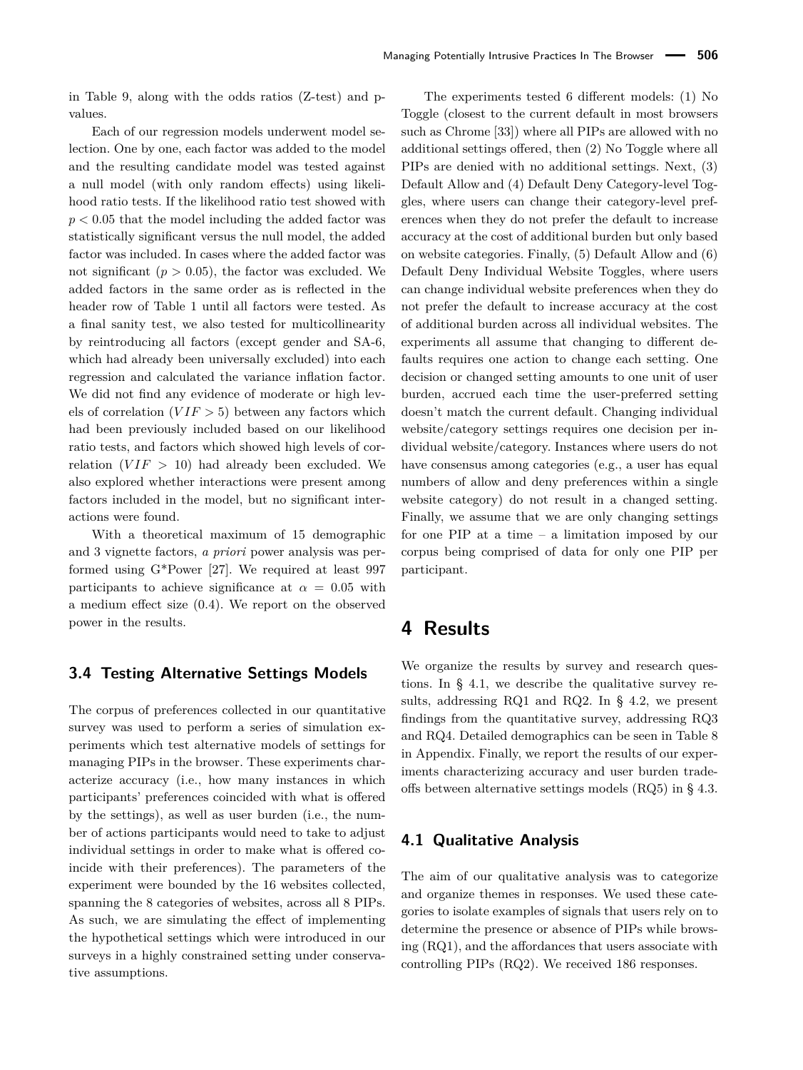in Table 9, along with the odds ratios (Z-test) and p-values.

Each of our regression models underwent model selection. One by one, each factor was added to the model and the resulting candidate model was tested against a null model (with only random effects) using likelihood ratio tests. If the likelihood ratio test showed with $p < 0.05$ that the model including the added factor was statistically significant versus the null model, the added factor was included. In cases where the added factor was not significant ($p > 0.05$), the factor was excluded. We added factors in the same order as is reflected in the header row of Table 1 until all factors were tested. As a final sanity test, we also tested for multicollinearity by reintroducing all factors (except gender and SA-6, which had already been universally excluded) into each regression and calculated the variance inflation factor. We did not find any evidence of moderate or high levels of correlation ($VIF > 5$) between any factors which had been previously included based on our likelihood ratio tests, and factors which showed high levels of correlation ($VIF > 10$) had already been excluded. We also explored whether interactions were present among factors included in the model, but no significant interactions were found.

With a theoretical maximum of 15 demographic and 3 vignette factors, *a priori* power analysis was performed using G*Power [27]. We required at least 997 participants to achieve significance at $\alpha = 0.05$ with a medium effect size (0.4). We report on the observed power in the results.

### 3.4 Testing Alternative Settings Models

The corpus of preferences collected in our quantitative survey was used to perform a series of simulation experiments which test alternative models of settings for managing PIPs in the browser. These experiments characterize accuracy (i.e., how many instances in which participants' preferences coincided with what is offered by the settings), as well as user burden (i.e., the number of actions participants would need to take to adjust individual settings in order to make what is offered coincide with their preferences). The parameters of the experiment were bounded by the 16 websites collected, spanning the 8 categories of websites, across all 8 PIPs. As such, we are simulating the effect of implementing the hypothetical settings which were introduced in our surveys in a highly constrained setting under conservative assumptions.

The experiments tested 6 different models: (1) No Toggle (closest to the current default in most browsers such as Chrome [33]) where all PIPs are allowed with no additional settings offered, then (2) No Toggle where all PIPs are denied with no additional settings. Next, (3) Default Allow and (4) Default Deny Category-level Toggles, where users can change their category-level preferences when they do not prefer the default to increase accuracy at the cost of additional burden but only based on website categories. Finally, (5) Default Allow and (6) Default Deny Individual Website Toggles, where users can change individual website preferences when they do not prefer the default to increase accuracy at the cost of additional burden across all individual websites. The experiments all assume that changing to different defaults requires one action to change each setting. One decision or changed setting amounts to one unit of user burden, accrued each time the user-preferred setting doesn't match the current default. Changing individual website/category settings requires one decision per individual website/category. Instances where users do not have consensus among categories (e.g., a user has equal numbers of allow and deny preferences within a single website category) do not result in a changed setting. Finally, we assume that we are only changing settings for one PIP at a time – a limitation imposed by our corpus being comprised of data for only one PIP per participant.

## 4 Results

We organize the results by survey and research questions. In § 4.1, we describe the qualitative survey results, addressing RQ1 and RQ2. In § 4.2, we present findings from the quantitative survey, addressing RQ3 and RQ4. Detailed demographics can be seen in Table 8 in Appendix. Finally, we report the results of our experiments characterizing accuracy and user burden tradeoffs between alternative settings models (RQ5) in § 4.3.

### 4.1 Qualitative Analysis

The aim of our qualitative analysis was to categorize and organize themes in responses. We used these categories to isolate examples of signals that users rely on to determine the presence or absence of PIPs while browsing (RQ1), and the affordances that users associate with controlling PIPs (RQ2). We received 186 responses.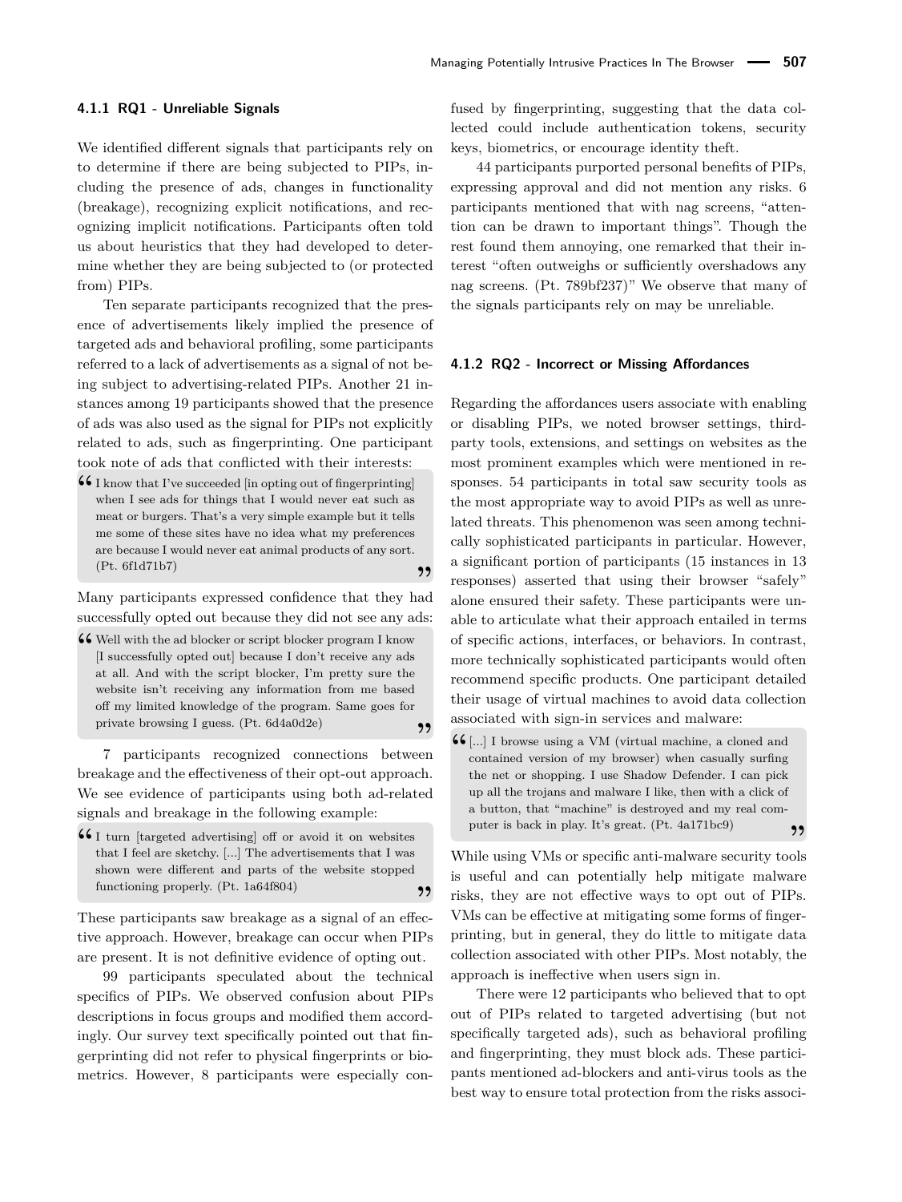#### 4.1.1 RQ1 - Unreliable Signals

We identified different signals that participants rely on to determine if there are being subjected to PIPs, including the presence of ads, changes in functionality (breakage), recognizing explicit notifications, and recognizing implicit notifications. Participants often told us about heuristics that they had developed to determine whether they are being subjected to (or protected from) PIPs.

Ten separate participants recognized that the presence of advertisements likely implied the presence of targeted ads and behavioral profiling, some participants referred to a lack of advertisements as a signal of not being subject to advertising-related PIPs. Another 21 instances among 19 participants showed that the presence of ads was also used as the signal for PIPs not explicitly related to ads, such as fingerprinting. One participant took note of ads that conflicted with their interests:

> I know that I've succeeded [in opting out of fingerprinting] when I see ads for things that I would never eat such as meat or burgers. That's a very simple example but it tells me some of these sites have no idea what my preferences are because I would never eat animal products of any sort. (Pt. 6f1d71b7)

Many participants expressed confidence that they had successfully opted out because they did not see any ads:

> Well with the ad blocker or script blocker program I know [I successfully opted out] because I don't receive any ads at all. And with the script blocker, I'm pretty sure the website isn't receiving any information from me based off my limited knowledge of the program. Same goes for private browsing I guess. (Pt. 6d4a0d2e)

7 participants recognized connections between breakage and the effectiveness of their opt-out approach. We see evidence of participants using both ad-related signals and breakage in the following example:

> I turn [targeted advertising] off or avoid it on websites that I feel are sketchy. [...] The advertisements that I was shown were different and parts of the website stopped functioning properly. (Pt. 1a64f804)

These participants saw breakage as a signal of an effective approach. However, breakage can occur when PIPs are present. It is not definitive evidence of opting out.

99 participants speculated about the technical specifics of PIPs. We observed confusion about PIPs descriptions in focus groups and modified them accordingly. Our survey text specifically pointed out that fingerprinting did not refer to physical fingerprints or biometrics. However, 8 participants were especially confused by fingerprinting, suggesting that the data collected could include authentication tokens, security keys, biometrics, or encourage identity theft.

44 participants purported personal benefits of PIPs, expressing approval and did not mention any risks. 6 participants mentioned that with nag screens, "attention can be drawn to important things". Though the rest found them annoying, one remarked that their interest "often outweighs or sufficiently overshadows any nag screens. (Pt. 789bf237)" We observe that many of the signals participants rely on may be unreliable.

#### 4.1.2 RQ2 - Incorrect or Missing Affordances

Regarding the affordances users associate with enabling or disabling PIPs, we noted browser settings, third-party tools, extensions, and settings on websites as the most prominent examples which were mentioned in responses. 54 participants in total saw security tools as the most appropriate way to avoid PIPs as well as unrelated threats. This phenomenon was seen among technically sophisticated participants in particular. However, a significant portion of participants (15 instances in 13 responses) asserted that using their browser "safely" alone ensured their safety. These participants were unable to articulate what their approach entailed in terms of specific actions, interfaces, or behaviors. In contrast, more technically sophisticated participants would often recommend specific products. One participant detailed their usage of virtual machines to avoid data collection associated with sign-in services and malware:

> [...] I browse using a VM (virtual machine, a cloned and contained version of my browser) when casually surfing the net or shopping. I use Shadow Defender. I can pick up all the trojans and malware I like, then with a click of a button, that "machine" is destroyed and my real computer is back in play. It's great. (Pt. 4a171bc9)

While using VMs or specific anti-malware security tools is useful and can potentially help mitigate malware risks, they are not effective ways to opt out of PIPs. VMs can be effective at mitigating some forms of fingerprinting, but in general, they do little to mitigate data collection associated with other PIPs. Most notably, the approach is ineffective when users sign in.

There were 12 participants who believed that to opt out of PIPs related to targeted advertising (but not specifically targeted ads), such as behavioral profiling and fingerprinting, they must block ads. These participants mentioned ad-blockers and anti-virus tools as the best way to ensure total protection from the risks associ-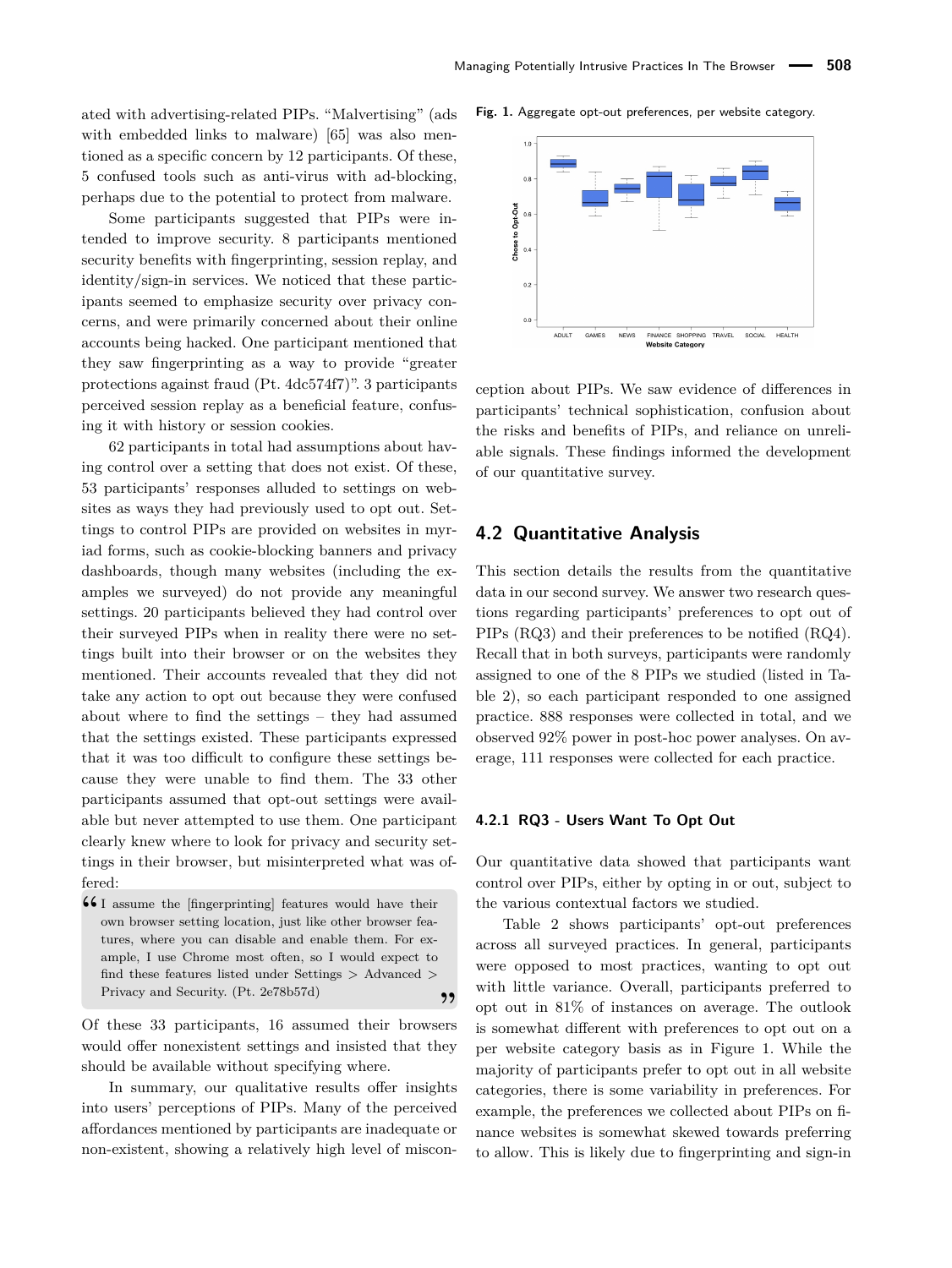ated with advertising-related PIPs. "Malvertising" (ads with embedded links to malware) [65] was also mentioned as a specific concern by 12 participants. Of these, 5 confused tools such as anti-virus with ad-blocking, perhaps due to the potential to protect from malware.

Some participants suggested that PIPs were intended to improve security. 8 participants mentioned security benefits with fingerprinting, session replay, and identity/sign-in services. We noticed that these participants seemed to emphasize security over privacy concerns, and were primarily concerned about their online accounts being hacked. One participant mentioned that they saw fingerprinting as a way to provide "greater protections against fraud (Pt. 4dc574f7)". 3 participants perceived session replay as a beneficial feature, confusing it with history or session cookies.

62 participants in total had assumptions about having control over a setting that does not exist. Of these, 53 participants' responses alluded to settings on websites as ways they had previously used to opt out. Settings to control PIPs are provided on websites in myriad forms, such as cookie-blocking banners and privacy dashboards, though many websites (including the examples we surveyed) do not provide any meaningful settings. 20 participants believed they had control over their surveyed PIPs when in reality there were no settings built into their browser or on the websites they mentioned. Their accounts revealed that they did not take any action to opt out because they were confused about where to find the settings – they had assumed that the settings existed. These participants expressed that it was too difficult to configure these settings because they were unable to find them. The 33 other participants assumed that opt-out settings were available but never attempted to use them. One participant clearly knew where to look for privacy and security settings in their browser, but misinterpreted what was offered:

> I assume the [fingerprinting] features would have their own browser setting location, just like other browser features, where you can disable and enable them. For example, I use Chrome most often, so I would expect to find these features listed under Settings > Advanced > Privacy and Security. (Pt. 2e78b57d)

Of these 33 participants, 16 assumed their browsers would offer nonexistent settings and insisted that they should be available without specifying where.

In summary, our qualitative results offer insights into users' perceptions of PIPs. Many of the perceived affordances mentioned by participants are inadequate or non-existent, showing a relatively high level of misconception about PIPs. We saw evidence of differences in participants' technical sophistication, confusion about the risks and benefits of PIPs, and reliance on unreliable signals. These findings informed the development of our quantitative survey.

**Fig. 1.** Aggregate opt-out preferences, per website category.

## 4.2 Quantitative Analysis

This section details the results from the quantitative data in our second survey. We answer two research questions regarding participants' preferences to opt out of PIPs (RQ3) and their preferences to be notified (RQ4). Recall that in both surveys, participants were randomly assigned to one of the 8 PIPs we studied (listed in Table 2), so each participant responded to one assigned practice. 888 responses were collected in total, and we observed 92% power in post-hoc power analyses. On average, 111 responses were collected for each practice.

### 4.2.1 RQ3 - Users Want To Opt Out

Our quantitative data showed that participants want control over PIPs, either by opting in or out, subject to the various contextual factors we studied.

Table 2 shows participants' opt-out preferences across all surveyed practices. In general, participants were opposed to most practices, wanting to opt out with little variance. Overall, participants preferred to opt out in 81% of instances on average. The outlook is somewhat different with preferences to opt out on a per website category basis as in Figure 1. While the majority of participants prefer to opt out in all website categories, there is some variability in preferences. For example, the preferences we collected about PIPs on finance websites is somewhat skewed towards preferring to allow. This is likely due to fingerprinting and sign-in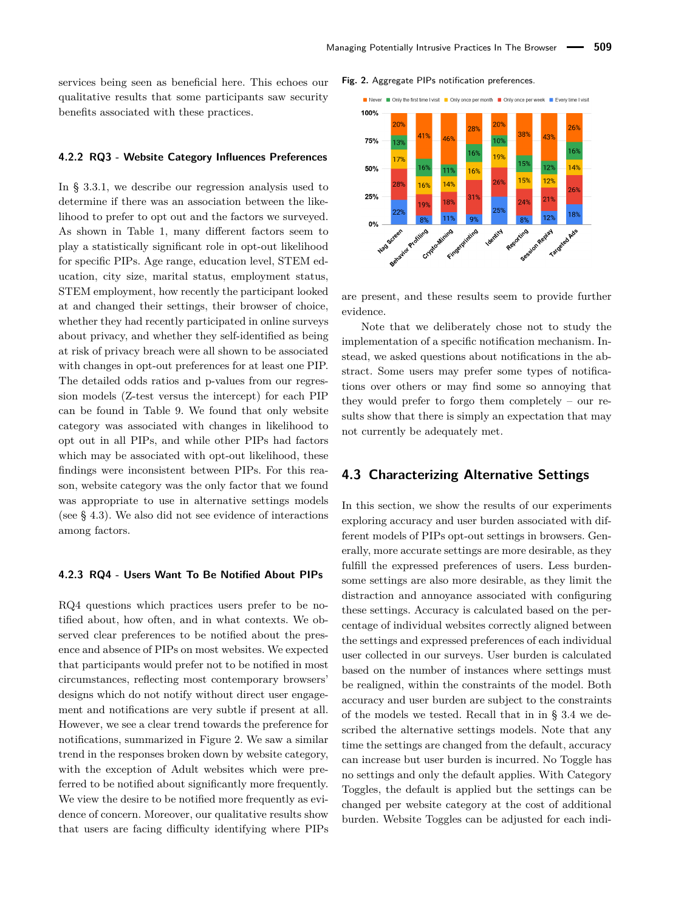services being seen as beneficial here. This echoes our qualitative results that some participants saw security benefits associated with these practices.

#### 4.2.2 RQ3 - Website Category Influences Preferences

In § 3.3.1, we describe our regression analysis used to determine if there was an association between the likelihood to prefer to opt out and the factors we surveyed. As shown in Table 1, many different factors seem to play a statistically significant role in opt-out likelihood for specific PIPs. Age range, education level, STEM education, city size, marital status, employment status, STEM employment, how recently the participant looked at and changed their settings, their browser of choice, whether they had recently participated in online surveys about privacy, and whether they self-identified as being at risk of privacy breach were all shown to be associated with changes in opt-out preferences for at least one PIP. The detailed odds ratios and p-values from our regression models (Z-test versus the intercept) for each PIP can be found in Table 9. We found that only website category was associated with changes in likelihood to opt out in all PIPs, and while other PIPs had factors which may be associated with opt-out likelihood, these findings were inconsistent between PIPs. For this reason, website category was the only factor that we found was appropriate to use in alternative settings models (see § 4.3). We also did not see evidence of interactions among factors.

#### 4.2.3 RQ4 - Users Want To Be Notified About PIPs

RQ4 questions which practices users prefer to be notified about, how often, and in what contexts. We observed clear preferences to be notified about the presence and absence of PIPs on most websites. We expected that participants would prefer not to be notified in most circumstances, reflecting most contemporary browsers' designs which do not notify without direct user engagement and notifications are very subtle if present at all. However, we see a clear trend towards the preference for notifications, summarized in Figure 2. We saw a similar trend in the responses broken down by website category, with the exception of Adult websites which were preferred to be notified about significantly more frequently. We view the desire to be notified more frequently as evidence of concern. Moreover, our qualitative results show that users are facing difficulty identifying where PIPs are present, and these results seem to provide further evidence.

**Fig. 2.** Aggregate PIPs notification preferences.

| | Nag Screen | Behavior Profiling | Crypto-Mining | Fingerprinting | Identity | Reporting | Session Replay | Targeted Ads |
|---|---|---|---|---|---|---|---|---|
| Never | 20% | 41% | 46% | 28% | 20% | 38% | 43% | 26% |
| Only the first time I visit | 13% | 16% | 11% | 16% | 10% | 15% | 12% | 16% |
| Only once per month | 17% | 16% | 14% | 16% | 19% | 15% | 12% | 14% |
| Only once per week | 28% | 19% | 18% | 31% | 26% | 24% | 21% | 26% |
| Every time I visit | 22% | 8% | 11% | 9% | 25% | 8% | 12% | 18% |

Note that we deliberately chose not to study the implementation of a specific notification mechanism. Instead, we asked questions about notifications in the abstract. Some users may prefer some types of notifications over others or may find some so annoying that they would prefer to forgo them completely – our results show that there is simply an expectation that may not currently be adequately met.

### 4.3 Characterizing Alternative Settings

In this section, we show the results of our experiments exploring accuracy and user burden associated with different models of PIPs opt-out settings in browsers. Generally, more accurate settings are more desirable, as they fulfill the expressed preferences of users. Less burdensome settings are also more desirable, as they limit the distraction and annoyance associated with configuring these settings. Accuracy is calculated based on the percentage of individual websites correctly aligned between the settings and expressed preferences of each individual user collected in our surveys. User burden is calculated based on the number of instances where settings must be realigned, within the constraints of the model. Both accuracy and user burden are subject to the constraints of the models we tested. Recall that in in § 3.4 we described the alternative settings models. Note that any time the settings are changed from the default, accuracy can increase but user burden is incurred. No Toggle has no settings and only the default applies. With Category Toggles, the default is applied but the settings can be changed per website category at the cost of additional burden. Website Toggles can be adjusted for each indi-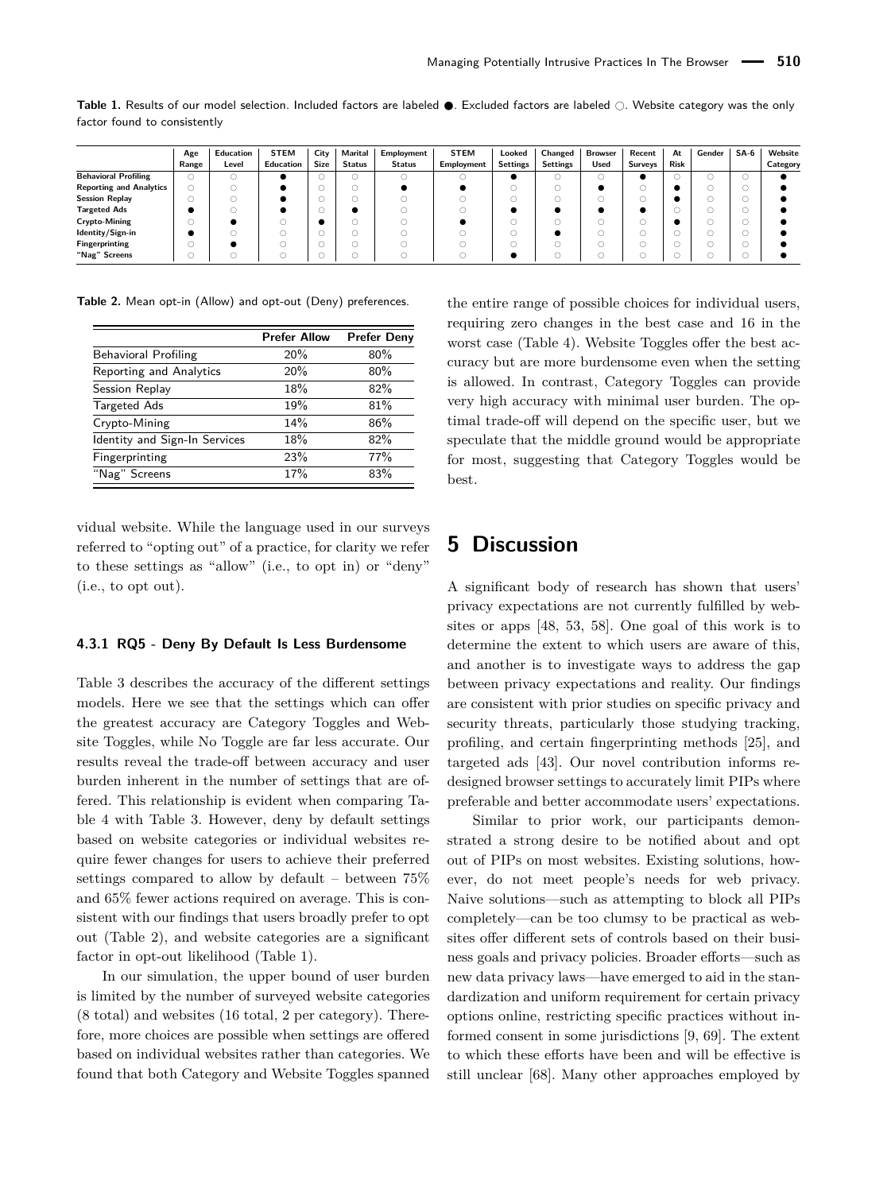**Table 1.** Results of our model selection. Included factors are labeled ●. Excluded factors are labeled ○. Website category was the only factor found to consistently

| | Age Range | Education Level | STEM Education | City Size | Marital Status | Employment Status | STEM Employment | Looked Settings | Changed Settings | Browser Used | Recent Surveys | At Risk | Gender | SA-6 | Website Category |
|---|---|---|---|---|---|---|---|---|---|---|---|---|---|---|---|
| Behavioral Profiling | ○ | ○ | ● | ○ | ○ | ○ | ○ | ● | ○ | ○ | ● | ○ | ○ | ○ | ● |
| Reporting and Analytics | ○ | ○ | ● | ○ | ○ | ● | ● | ○ | ○ | ● | ○ | ● | ○ | ○ | ● |
| Session Replay | ○ | ○ | ● | ○ | ○ | ○ | ○ | ○ | ○ | ○ | ○ | ● | ○ | ○ | ● |
| Targeted Ads | ● | ○ | ● | ○ | ● | ○ | ○ | ● | ● | ● | ● | ○ | ○ | ○ | ● |
| Crypto-Mining | ○ | ● | ○ | ● | ○ | ○ | ● | ○ | ○ | ○ | ○ | ● | ○ | ○ | ● |
| Identity/Sign-in | ● | ○ | ○ | ○ | ○ | ○ | ○ | ○ | ● | ○ | ○ | ○ | ○ | ○ | ● |
| Fingerprinting | ○ | ● | ○ | ○ | ○ | ○ | ○ | ○ | ○ | ○ | ○ | ○ | ○ | ○ | ● |
| "Nag" Screens | ○ | ○ | ○ | ○ | ○ | ○ | ○ | ● | ○ | ○ | ○ | ○ | ○ | ○ | ● |

**Table 2.** Mean opt-in (Allow) and opt-out (Deny) preferences.

| | Prefer Allow | Prefer Deny |
|---|---|---|
| Behavioral Profiling | 20% | 80% |
| Reporting and Analytics | 20% | 80% |
| Session Replay | 18% | 82% |
| Targeted Ads | 19% | 81% |
| Crypto-Mining | 14% | 86% |
| Identity and Sign-In Services | 18% | 82% |
| Fingerprinting | 23% | 77% |
| "Nag" Screens | 17% | 83% |

vidual website. While the language used in our surveys referred to "opting out" of a practice, for clarity we refer to these settings as "allow" (i.e., to opt in) or "deny" (i.e., to opt out).

#### 4.3.1 RQ5 - Deny By Default Is Less Burdensome

Table 3 describes the accuracy of the different settings models. Here we see that the settings which can offer the greatest accuracy are Category Toggles and Website Toggles, while No Toggle are far less accurate. Our results reveal the trade-off between accuracy and user burden inherent in the number of settings that are offered. This relationship is evident when comparing Table 4 with Table 3. However, deny by default settings based on website categories or individual websites require fewer changes for users to achieve their preferred settings compared to allow by default – between 75% and 65% fewer actions required on average. This is consistent with our findings that users broadly prefer to opt out (Table 2), and website categories are a significant factor in opt-out likelihood (Table 1).

In our simulation, the upper bound of user burden is limited by the number of surveyed website categories (8 total) and websites (16 total, 2 per category). Therefore, more choices are possible when settings are offered based on individual websites rather than categories. We found that both Category and Website Toggles spanned the entire range of possible choices for individual users, requiring zero changes in the best case and 16 in the worst case (Table 4). Website Toggles offer the best accuracy but are more burdensome even when the setting is allowed. In contrast, Category Toggles can provide very high accuracy with minimal user burden. The optimal trade-off will depend on the specific user, but we speculate that the middle ground would be appropriate for most, suggesting that Category Toggles would be best.

## 5 Discussion

A significant body of research has shown that users' privacy expectations are not currently fulfilled by websites or apps [48, 53, 58]. One goal of this work is to determine the extent to which users are aware of this, and another is to investigate ways to address the gap between privacy expectations and reality. Our findings are consistent with prior studies on specific privacy and security threats, particularly those studying tracking, profiling, and certain fingerprinting methods [25], and targeted ads [43]. Our novel contribution informs redesigned browser settings to accurately limit PIPs where preferable and better accommodate users' expectations.

Similar to prior work, our participants demonstrated a strong desire to be notified about and opt out of PIPs on most websites. Existing solutions, however, do not meet people's needs for web privacy. Naive solutions—such as attempting to block all PIPs completely—can be too clumsy to be practical as websites offer different sets of controls based on their business goals and privacy policies. Broader efforts—such as new data privacy laws—have emerged to aid in the standardization and uniform requirement for certain privacy options online, restricting specific practices without informed consent in some jurisdictions [9, 69]. The extent to which these efforts have been and will be effective is still unclear [68]. Many other approaches employed by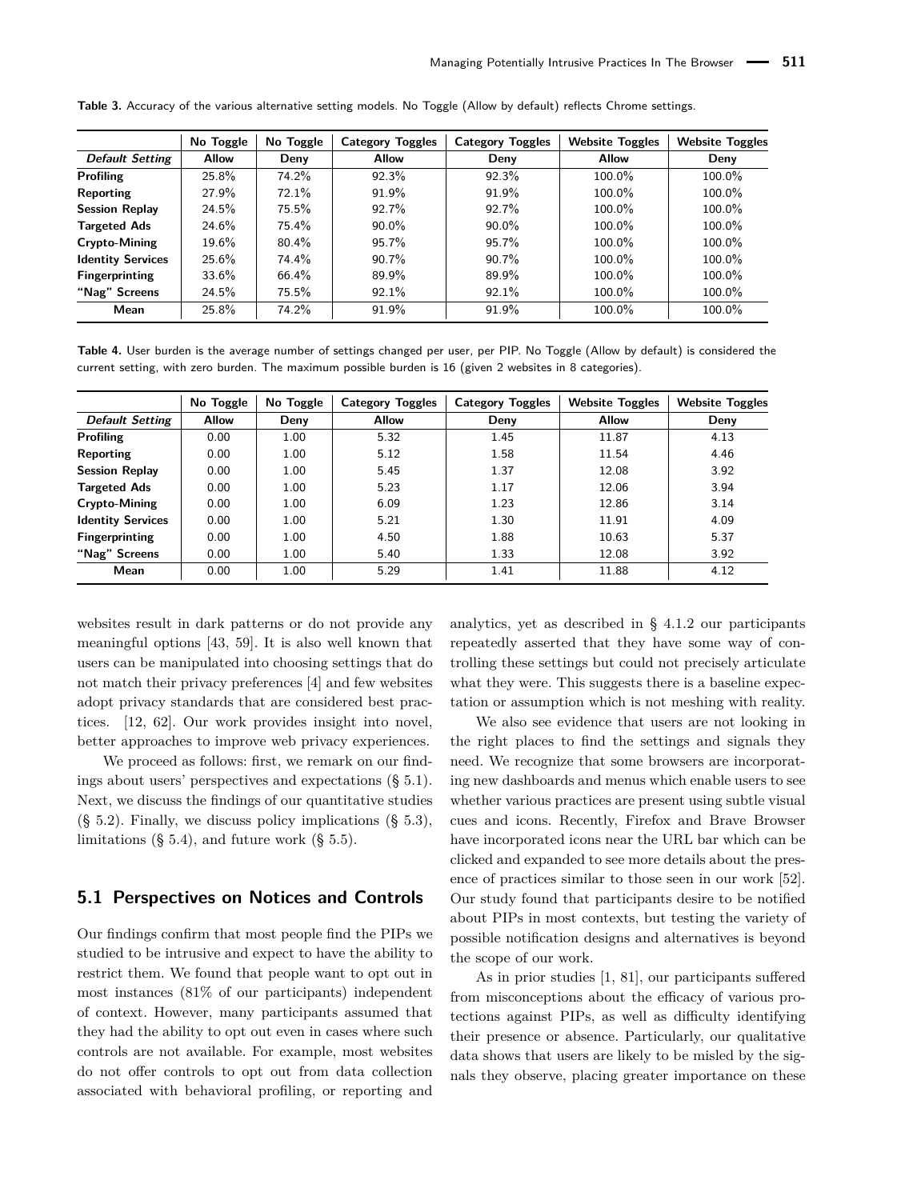**Table 3.** Accuracy of the various alternative setting models. No Toggle (Allow by default) reflects Chrome settings.

| | No Toggle | No Toggle | Category Toggles | Category Toggles | Website Toggles | Website Toggles |
|---|---|---|---|---|---|---|
| ***Default Setting*** | **Allow** | **Deny** | **Allow** | **Deny** | **Allow** | **Deny** |
| **Profiling** | 25.8% | 74.2% | 92.3% | 92.3% | 100.0% | 100.0% |
| **Reporting** | 27.9% | 72.1% | 91.9% | 91.9% | 100.0% | 100.0% |
| **Session Replay** | 24.5% | 75.5% | 92.7% | 92.7% | 100.0% | 100.0% |
| **Targeted Ads** | 24.6% | 75.4% | 90.0% | 90.0% | 100.0% | 100.0% |
| **Crypto-Mining** | 19.6% | 80.4% | 95.7% | 95.7% | 100.0% | 100.0% |
| **Identity Services** | 25.6% | 74.4% | 90.7% | 90.7% | 100.0% | 100.0% |
| **Fingerprinting** | 33.6% | 66.4% | 89.9% | 89.9% | 100.0% | 100.0% |
| **"Nag" Screens** | 24.5% | 75.5% | 92.1% | 92.1% | 100.0% | 100.0% |
| **Mean** | 25.8% | 74.2% | 91.9% | 91.9% | 100.0% | 100.0% |

**Table 4.** User burden is the average number of settings changed per user, per PIP. No Toggle (Allow by default) is considered the current setting, with zero burden. The maximum possible burden is 16 (given 2 websites in 8 categories).

| | No Toggle | No Toggle | Category Toggles | Category Toggles | Website Toggles | Website Toggles |
|---|---|---|---|---|---|---|
| ***Default Setting*** | **Allow** | **Deny** | **Allow** | **Deny** | **Allow** | **Deny** |
| **Profiling** | 0.00 | 1.00 | 5.32 | 1.45 | 11.87 | 4.13 |
| **Reporting** | 0.00 | 1.00 | 5.12 | 1.58 | 11.54 | 4.46 |
| **Session Replay** | 0.00 | 1.00 | 5.45 | 1.37 | 12.08 | 3.92 |
| **Targeted Ads** | 0.00 | 1.00 | 5.23 | 1.17 | 12.06 | 3.94 |
| **Crypto-Mining** | 0.00 | 1.00 | 6.09 | 1.23 | 12.86 | 3.14 |
| **Identity Services** | 0.00 | 1.00 | 5.21 | 1.30 | 11.91 | 4.09 |
| **Fingerprinting** | 0.00 | 1.00 | 4.50 | 1.88 | 10.63 | 5.37 |
| **"Nag" Screens** | 0.00 | 1.00 | 5.40 | 1.33 | 12.08 | 3.92 |
| **Mean** | 0.00 | 1.00 | 5.29 | 1.41 | 11.88 | 4.12 |

websites result in dark patterns or do not provide any meaningful options [43, 59]. It is also well known that users can be manipulated into choosing settings that do not match their privacy preferences [4] and few websites adopt privacy standards that are considered best practices. [12, 62]. Our work provides insight into novel, better approaches to improve web privacy experiences.

We proceed as follows: first, we remark on our findings about users' perspectives and expectations (§ 5.1). Next, we discuss the findings of our quantitative studies (§ 5.2). Finally, we discuss policy implications (§ 5.3), limitations (§ 5.4), and future work (§ 5.5).

## 5.1 Perspectives on Notices and Controls

Our findings confirm that most people find the PIPs we studied to be intrusive and expect to have the ability to restrict them. We found that people want to opt out in most instances (81% of our participants) independent of context. However, many participants assumed that they had the ability to opt out even in cases where such controls are not available. For example, most websites do not offer controls to opt out from data collection associated with behavioral profiling, or reporting and analytics, yet as described in § 4.1.2 our participants repeatedly asserted that they have some way of controlling these settings but could not precisely articulate what they were. This suggests there is a baseline expectation or assumption which is not meshing with reality.

We also see evidence that users are not looking in the right places to find the settings and signals they need. We recognize that some browsers are incorporating new dashboards and menus which enable users to see whether various practices are present using subtle visual cues and icons. Recently, Firefox and Brave Browser have incorporated icons near the URL bar which can be clicked and expanded to see more details about the presence of practices similar to those seen in our work [52]. Our study found that participants desire to be notified about PIPs in most contexts, but testing the variety of possible notification designs and alternatives is beyond the scope of our work.

As in prior studies [1, 81], our participants suffered from misconceptions about the efficacy of various protections against PIPs, as well as difficulty identifying their presence or absence. Particularly, our qualitative data shows that users are likely to be misled by the signals they observe, placing greater importance on these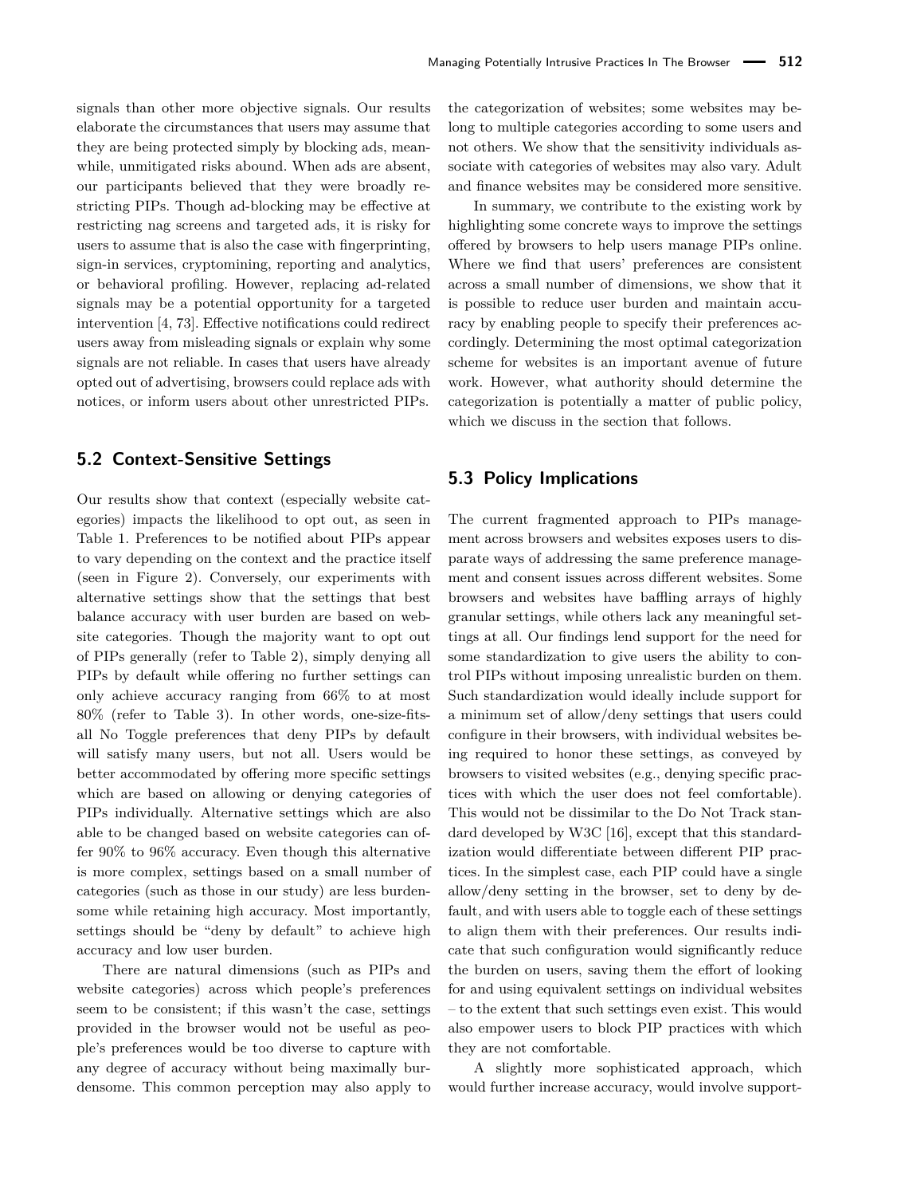signals than other more objective signals. Our results elaborate the circumstances that users may assume that they are being protected simply by blocking ads, meanwhile, unmitigated risks abound. When ads are absent, our participants believed that they were broadly restricting PIPs. Though ad-blocking may be effective at restricting nag screens and targeted ads, it is risky for users to assume that is also the case with fingerprinting, sign-in services, cryptomining, reporting and analytics, or behavioral profiling. However, replacing ad-related signals may be a potential opportunity for a targeted intervention [4, 73]. Effective notifications could redirect users away from misleading signals or explain why some signals are not reliable. In cases that users have already opted out of advertising, browsers could replace ads with notices, or inform users about other unrestricted PIPs.

## 5.2 Context-Sensitive Settings

Our results show that context (especially website categories) impacts the likelihood to opt out, as seen in Table 1. Preferences to be notified about PIPs appear to vary depending on the context and the practice itself (seen in Figure 2). Conversely, our experiments with alternative settings show that the settings that best balance accuracy with user burden are based on website categories. Though the majority want to opt out of PIPs generally (refer to Table 2), simply denying all PIPs by default while offering no further settings can only achieve accuracy ranging from 66% to at most 80% (refer to Table 3). In other words, one-size-fits-all No Toggle preferences that deny PIPs by default will satisfy many users, but not all. Users would be better accommodated by offering more specific settings which are based on allowing or denying categories of PIPs individually. Alternative settings which are also able to be changed based on website categories can offer 90% to 96% accuracy. Even though this alternative is more complex, settings based on a small number of categories (such as those in our study) are less burdensome while retaining high accuracy. Most importantly, settings should be "deny by default" to achieve high accuracy and low user burden.

There are natural dimensions (such as PIPs and website categories) across which people's preferences seem to be consistent; if this wasn't the case, settings provided in the browser would not be useful as people's preferences would be too diverse to capture with any degree of accuracy without being maximally burdensome. This common perception may also apply to the categorization of websites; some websites may belong to multiple categories according to some users and not others. We show that the sensitivity individuals associate with categories of websites may also vary. Adult and finance websites may be considered more sensitive.

In summary, we contribute to the existing work by highlighting some concrete ways to improve the settings offered by browsers to help users manage PIPs online. Where we find that users' preferences are consistent across a small number of dimensions, we show that it is possible to reduce user burden and maintain accuracy by enabling people to specify their preferences accordingly. Determining the most optimal categorization scheme for websites is an important avenue of future work. However, what authority should determine the categorization is potentially a matter of public policy, which we discuss in the section that follows.

## 5.3 Policy Implications

The current fragmented approach to PIPs management across browsers and websites exposes users to disparate ways of addressing the same preference management and consent issues across different websites. Some browsers and websites have baffling arrays of highly granular settings, while others lack any meaningful settings at all. Our findings lend support for the need for some standardization to give users the ability to control PIPs without imposing unrealistic burden on them. Such standardization would ideally include support for a minimum set of allow/deny settings that users could configure in their browsers, with individual websites being required to honor these settings, as conveyed by browsers to visited websites (e.g., denying specific practices with which the user does not feel comfortable). This would not be dissimilar to the Do Not Track standard developed by W3C [16], except that this standardization would differentiate between different PIP practices. In the simplest case, each PIP could have a single allow/deny setting in the browser, set to deny by default, and with users able to toggle each of these settings to align them with their preferences. Our results indicate that such configuration would significantly reduce the burden on users, saving them the effort of looking for and using equivalent settings on individual websites – to the extent that such settings even exist. This would also empower users to block PIP practices with which they are not comfortable.

A slightly more sophisticated approach, which would further increase accuracy, would involve support-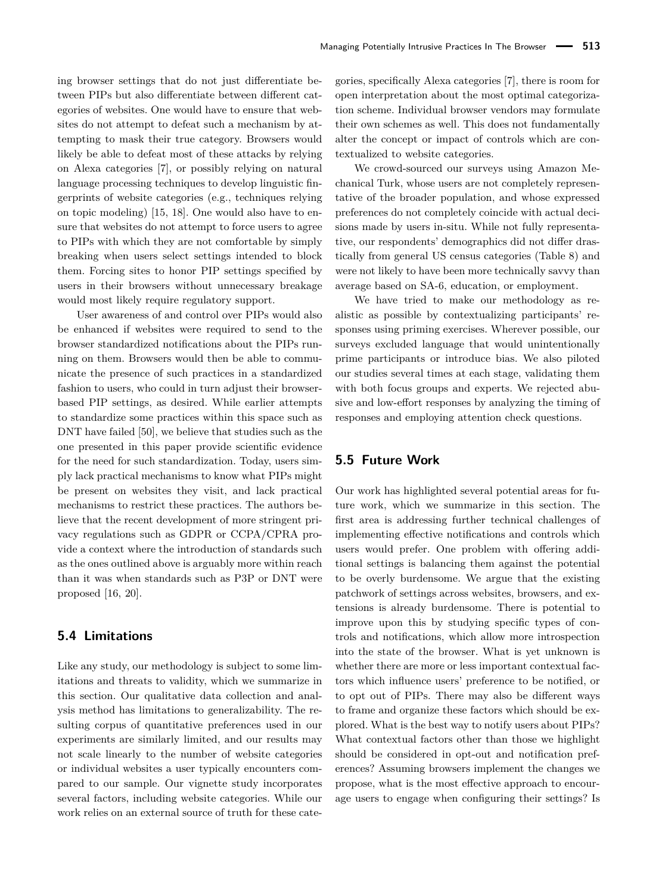ing browser settings that do not just differentiate between PIPs but also differentiate between different categories of websites. One would have to ensure that websites do not attempt to defeat such a mechanism by attempting to mask their true category. Browsers would likely be able to defeat most of these attacks by relying on Alexa categories [7], or possibly relying on natural language processing techniques to develop linguistic fingerprints of website categories (e.g., techniques relying on topic modeling) [15, 18]. One would also have to ensure that websites do not attempt to force users to agree to PIPs with which they are not comfortable by simply breaking when users select settings intended to block them. Forcing sites to honor PIP settings specified by users in their browsers without unnecessary breakage would most likely require regulatory support.

User awareness of and control over PIPs would also be enhanced if websites were required to send to the browser standardized notifications about the PIPs running on them. Browsers would then be able to communicate the presence of such practices in a standardized fashion to users, who could in turn adjust their browser-based PIP settings, as desired. While earlier attempts to standardize some practices within this space such as DNT have failed [50], we believe that studies such as the one presented in this paper provide scientific evidence for the need for such standardization. Today, users simply lack practical mechanisms to know what PIPs might be present on websites they visit, and lack practical mechanisms to restrict these practices. The authors believe that the recent development of more stringent privacy regulations such as GDPR or CCPA/CPRA provide a context where the introduction of standards such as the ones outlined above is arguably more within reach than it was when standards such as P3P or DNT were proposed [16, 20].

## 5.4 Limitations

Like any study, our methodology is subject to some limitations and threats to validity, which we summarize in this section. Our qualitative data collection and analysis method has limitations to generalizability. The resulting corpus of quantitative preferences used in our experiments are similarly limited, and our results may not scale linearly to the number of website categories or individual websites a user typically encounters compared to our sample. Our vignette study incorporates several factors, including website categories. While our work relies on an external source of truth for these categories, specifically Alexa categories [7], there is room for open interpretation about the most optimal categorization scheme. Individual browser vendors may formulate their own schemes as well. This does not fundamentally alter the concept or impact of controls which are contextualized to website categories.

We crowd-sourced our surveys using Amazon Mechanical Turk, whose users are not completely representative of the broader population, and whose expressed preferences do not completely coincide with actual decisions made by users in-situ. While not fully representative, our respondents' demographics did not differ drastically from general US census categories (Table 8) and were not likely to have been more technically savvy than average based on SA-6, education, or employment.

We have tried to make our methodology as realistic as possible by contextualizing participants' responses using priming exercises. Wherever possible, our surveys excluded language that would unintentionally prime participants or introduce bias. We also piloted our studies several times at each stage, validating them with both focus groups and experts. We rejected abusive and low-effort responses by analyzing the timing of responses and employing attention check questions.

## 5.5 Future Work

Our work has highlighted several potential areas for future work, which we summarize in this section. The first area is addressing further technical challenges of implementing effective notifications and controls which users would prefer. One problem with offering additional settings is balancing them against the potential to be overly burdensome. We argue that the existing patchwork of settings across websites, browsers, and extensions is already burdensome. There is potential to improve upon this by studying specific types of controls and notifications, which allow more introspection into the state of the browser. What is yet unknown is whether there are more or less important contextual factors which influence users' preference to be notified, or to opt out of PIPs. There may also be different ways to frame and organize these factors which should be explored. What is the best way to notify users about PIPs? What contextual factors other than those we highlight should be considered in opt-out and notification preferences? Assuming browsers implement the changes we propose, what is the most effective approach to encourage users to engage when configuring their settings? Is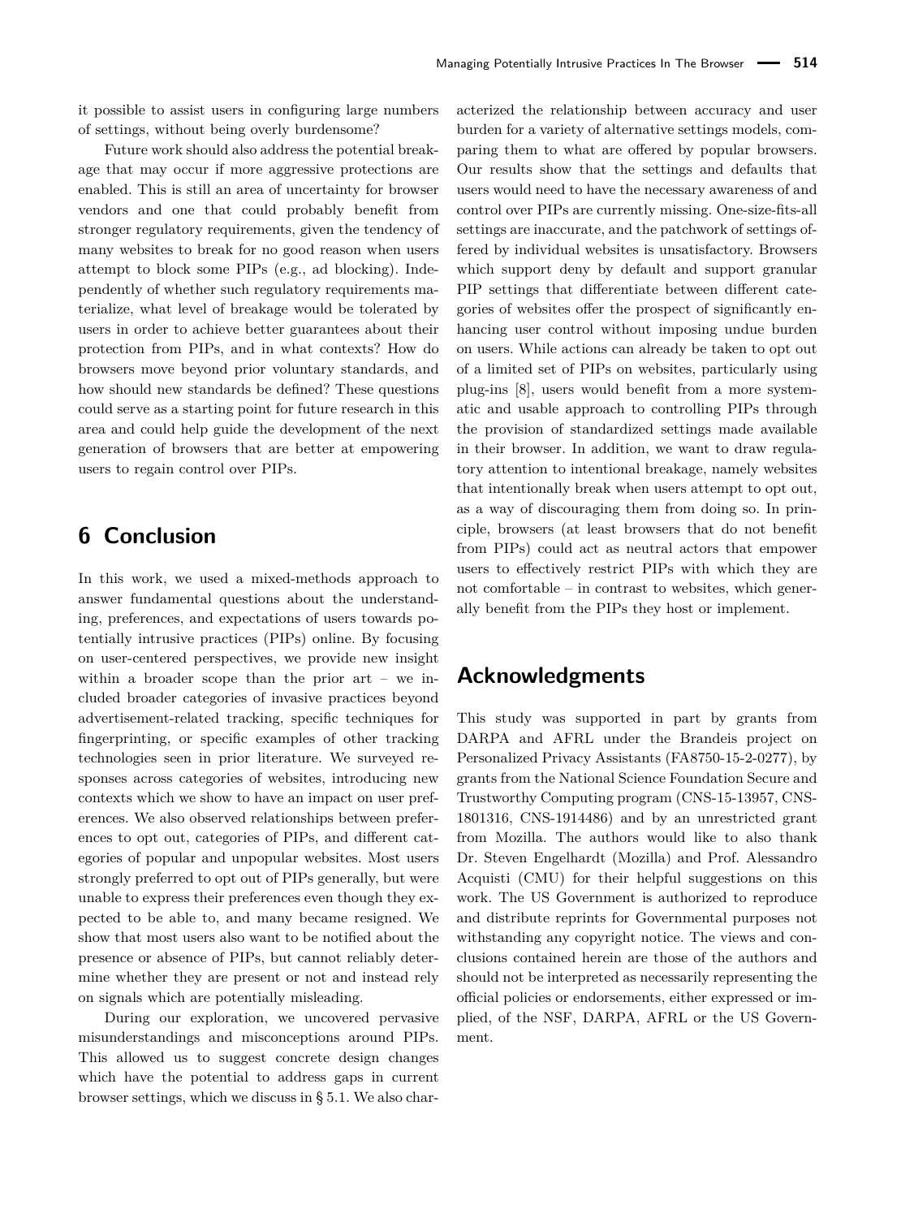it possible to assist users in configuring large numbers of settings, without being overly burdensome?

Future work should also address the potential breakage that may occur if more aggressive protections are enabled. This is still an area of uncertainty for browser vendors and one that could probably benefit from stronger regulatory requirements, given the tendency of many websites to break for no good reason when users attempt to block some PIPs (e.g., ad blocking). Independently of whether such regulatory requirements materialize, what level of breakage would be tolerated by users in order to achieve better guarantees about their protection from PIPs, and in what contexts? How do browsers move beyond prior voluntary standards, and how should new standards be defined? These questions could serve as a starting point for future research in this area and could help guide the development of the next generation of browsers that are better at empowering users to regain control over PIPs.

# 6 Conclusion

In this work, we used a mixed-methods approach to answer fundamental questions about the understanding, preferences, and expectations of users towards potentially intrusive practices (PIPs) online. By focusing on user-centered perspectives, we provide new insight within a broader scope than the prior art – we included broader categories of invasive practices beyond advertisement-related tracking, specific techniques for fingerprinting, or specific examples of other tracking technologies seen in prior literature. We surveyed responses across categories of websites, introducing new contexts which we show to have an impact on user preferences. We also observed relationships between preferences to opt out, categories of PIPs, and different categories of popular and unpopular websites. Most users strongly preferred to opt out of PIPs generally, but were unable to express their preferences even though they expected to be able to, and many became resigned. We show that most users also want to be notified about the presence or absence of PIPs, but cannot reliably determine whether they are present or not and instead rely on signals which are potentially misleading.

During our exploration, we uncovered pervasive misunderstandings and misconceptions around PIPs. This allowed us to suggest concrete design changes which have the potential to address gaps in current browser settings, which we discuss in § 5.1. We also characterized the relationship between accuracy and user burden for a variety of alternative settings models, comparing them to what are offered by popular browsers. Our results show that the settings and defaults that users would need to have the necessary awareness of and control over PIPs are currently missing. One-size-fits-all settings are inaccurate, and the patchwork of settings offered by individual websites is unsatisfactory. Browsers which support deny by default and support granular PIP settings that differentiate between different categories of websites offer the prospect of significantly enhancing user control without imposing undue burden on users. While actions can already be taken to opt out of a limited set of PIPs on websites, particularly using plug-ins [8], users would benefit from a more systematic and usable approach to controlling PIPs through the provision of standardized settings made available in their browser. In addition, we want to draw regulatory attention to intentional breakage, namely websites that intentionally break when users attempt to opt out, as a way of discouraging them from doing so. In principle, browsers (at least browsers that do not benefit from PIPs) could act as neutral actors that empower users to effectively restrict PIPs with which they are not comfortable – in contrast to websites, which generally benefit from the PIPs they host or implement.

# Acknowledgments

This study was supported in part by grants from DARPA and AFRL under the Brandeis project on Personalized Privacy Assistants (FA8750-15-2-0277), by grants from the National Science Foundation Secure and Trustworthy Computing program (CNS-15-13957, CNS-1801316, CNS-1914486) and by an unrestricted grant from Mozilla. The authors would like to also thank Dr. Steven Engelhardt (Mozilla) and Prof. Alessandro Acquisti (CMU) for their helpful suggestions on this work. The US Government is authorized to reproduce and distribute reprints for Governmental purposes not withstanding any copyright notice. The views and conclusions contained herein are those of the authors and should not be interpreted as necessarily representing the official policies or endorsements, either expressed or implied, of the NSF, DARPA, AFRL or the US Government.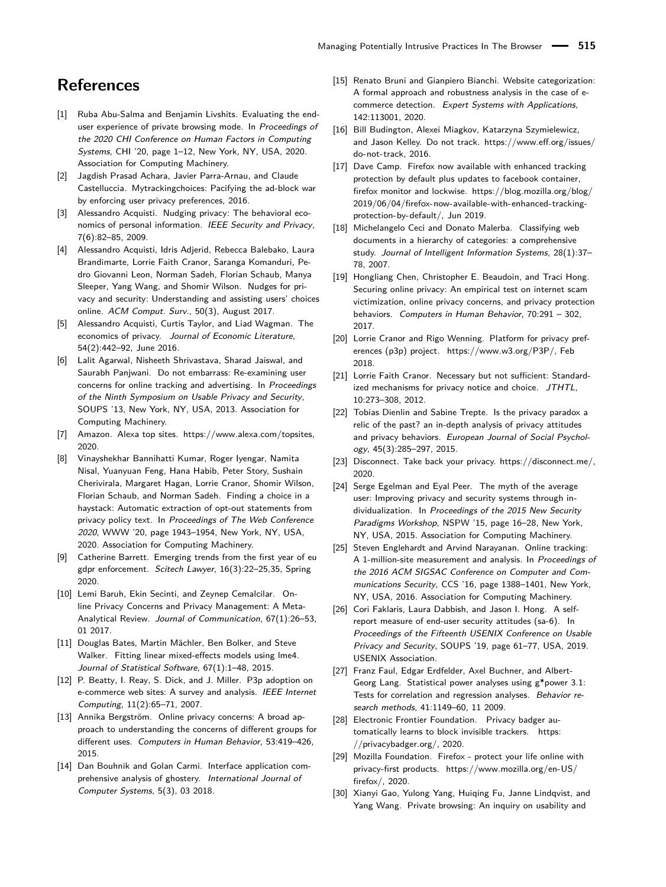# References

[1] Ruba Abu-Salma and Benjamin Livshits. Evaluating the end-user experience of private browsing mode. In *Proceedings of the 2020 CHI Conference on Human Factors in Computing Systems*, CHI '20, page 1–12, New York, NY, USA, 2020. Association for Computing Machinery.

[2] Jagdish Prasad Achara, Javier Parra-Arnau, and Claude Castelluccia. Mytrackingchoices: Pacifying the ad-block war by enforcing user privacy preferences, 2016.

[3] Alessandro Acquisti. Nudging privacy: The behavioral economics of personal information. *IEEE Security and Privacy*, 7(6):82–85, 2009.

[4] Alessandro Acquisti, Idris Adjerid, Rebecca Balebako, Laura Brandimarte, Lorrie Faith Cranor, Saranga Komanduri, Pedro Giovanni Leon, Norman Sadeh, Florian Schaub, Manya Sleeper, Yang Wang, and Shomir Wilson. Nudges for privacy and security: Understanding and assisting users' choices online. *ACM Comput. Surv.*, 50(3), August 2017.

[5] Alessandro Acquisti, Curtis Taylor, and Liad Wagman. The economics of privacy. *Journal of Economic Literature*, 54(2):442–92, June 2016.

[6] Lalit Agarwal, Nisheeth Shrivastava, Sharad Jaiswal, and Saurabh Panjwani. Do not embarrass: Re-examining user concerns for online tracking and advertising. In *Proceedings of the Ninth Symposium on Usable Privacy and Security*, SOUPS '13, New York, NY, USA, 2013. Association for Computing Machinery.

[7] Amazon. Alexa top sites. https://www.alexa.com/topsites, 2020.

[8] Vinayshekhar Bannihatti Kumar, Roger Iyengar, Namita Nisal, Yuanyuan Feng, Hana Habib, Peter Story, Sushain Cherivirala, Margaret Hagan, Lorrie Cranor, Shomir Wilson, Florian Schaub, and Norman Sadeh. Finding a choice in a haystack: Automatic extraction of opt-out statements from privacy policy text. In *Proceedings of The Web Conference 2020*, WWW '20, page 1943–1954, New York, NY, USA, 2020. Association for Computing Machinery.

[9] Catherine Barrett. Emerging trends from the first year of eu gdpr enforcement. *Scitech Lawyer*, 16(3):22–25,35, Spring 2020.

[10] Lemi Baruh, Ekin Secinti, and Zeynep Cemalcilar. Online Privacy Concerns and Privacy Management: A Meta-Analytical Review. *Journal of Communication*, 67(1):26–53, 01 2017.

[11] Douglas Bates, Martin Mächler, Ben Bolker, and Steve Walker. Fitting linear mixed-effects models using lme4. *Journal of Statistical Software*, 67(1):1–48, 2015.

[12] P. Beatty, I. Reay, S. Dick, and J. Miller. P3p adoption on e-commerce web sites: A survey and analysis. *IEEE Internet Computing*, 11(2):65–71, 2007.

[13] Annika Bergström. Online privacy concerns: A broad approach to understanding the concerns of different groups for different uses. *Computers in Human Behavior*, 53:419–426, 2015.

[14] Dan Bouhnik and Golan Carmi. Interface application comprehensive analysis of ghostery. *International Journal of Computer Systems*, 5(3), 03 2018.

[15] Renato Bruni and Gianpiero Bianchi. Website categorization: A formal approach and robustness analysis in the case of e-commerce detection. *Expert Systems with Applications*, 142:113001, 2020.

[16] Bill Budington, Alexei Miagkov, Katarzyna Szymielewicz, and Jason Kelley. Do not track. https://www.eff.org/issues/do-not-track, 2016.

[17] Dave Camp. Firefox now available with enhanced tracking protection by default plus updates to facebook container, firefox monitor and lockwise. https://blog.mozilla.org/blog/2019/06/04/firefox-now-available-with-enhanced-tracking-protection-by-default/, Jun 2019.

[18] Michelangelo Ceci and Donato Malerba. Classifying web documents in a hierarchy of categories: a comprehensive study. *Journal of Intelligent Information Systems*, 28(1):37–78, 2007.

[19] Hongliang Chen, Christopher E. Beaudoin, and Traci Hong. Securing online privacy: An empirical test on internet scam victimization, online privacy concerns, and privacy protection behaviors. *Computers in Human Behavior*, 70:291 – 302, 2017.

[20] Lorrie Cranor and Rigo Wenning. Platform for privacy preferences (p3p) project. https://www.w3.org/P3P/, Feb 2018.

[21] Lorrie Faith Cranor. Necessary but not sufficient: Standardized mechanisms for privacy notice and choice. *JTHTL*, 10:273–308, 2012.

[22] Tobias Dienlin and Sabine Trepte. Is the privacy paradox a relic of the past? an in-depth analysis of privacy attitudes and privacy behaviors. *European Journal of Social Psychology*, 45(3):285–297, 2015.

[23] Disconnect. Take back your privacy. https://disconnect.me/, 2020.

[24] Serge Egelman and Eyal Peer. The myth of the average user: Improving privacy and security systems through individualization. In *Proceedings of the 2015 New Security Paradigms Workshop*, NSPW '15, page 16–28, New York, NY, USA, 2015. Association for Computing Machinery.

[25] Steven Englehardt and Arvind Narayanan. Online tracking: A 1-million-site measurement and analysis. In *Proceedings of the 2016 ACM SIGSAC Conference on Computer and Communications Security*, CCS '16, page 1388–1401, New York, NY, USA, 2016. Association for Computing Machinery.

[26] Cori Faklaris, Laura Dabbish, and Jason I. Hong. A self-report measure of end-user security attitudes (sa-6). In *Proceedings of the Fifteenth USENIX Conference on Usable Privacy and Security*, SOUPS '19, page 61–77, USA, 2019. USENIX Association.

[27] Franz Faul, Edgar Erdfelder, Axel Buchner, and Albert-Georg Lang. Statistical power analyses using g*power 3.1: Tests for correlation and regression analyses. *Behavior research methods*, 41:1149–60, 11 2009.

[28] Electronic Frontier Foundation. Privacy badger automatically learns to block invisible trackers. https://privacybadger.org/, 2020.

[29] Mozilla Foundation. Firefox - protect your life online with privacy-first products. https://www.mozilla.org/en-US/firefox/, 2020.

[30] Xianyi Gao, Yulong Yang, Huiqing Fu, Janne Lindqvist, and Yang Wang. Private browsing: An inquiry on usability and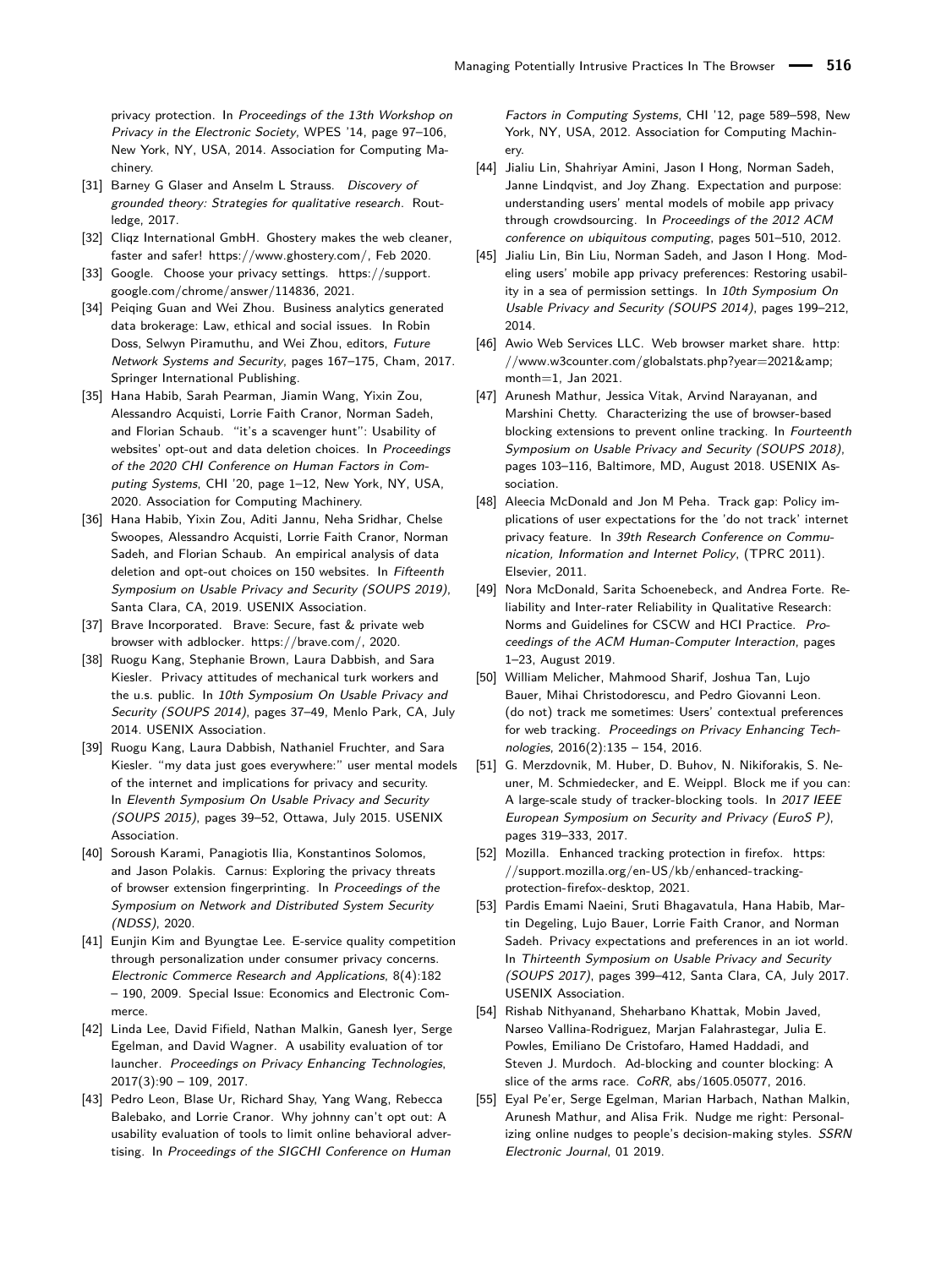privacy protection. In *Proceedings of the 13th Workshop on Privacy in the Electronic Society*, WPES '14, page 97–106, New York, NY, USA, 2014. Association for Computing Machinery.

[31] Barney G Glaser and Anselm L Strauss. *Discovery of grounded theory: Strategies for qualitative research*. Routledge, 2017.

[32] Cliqz International GmbH. Ghostery makes the web cleaner, faster and safer! https://www.ghostery.com/, Feb 2020.

[33] Google. Choose your privacy settings. https://support.google.com/chrome/answer/114836, 2021.

[34] Peiqing Guan and Wei Zhou. Business analytics generated data brokerage: Law, ethical and social issues. In Robin Doss, Selwyn Piramuthu, and Wei Zhou, editors, *Future Network Systems and Security*, pages 167–175, Cham, 2017. Springer International Publishing.

[35] Hana Habib, Sarah Pearman, Jiamin Wang, Yixin Zou, Alessandro Acquisti, Lorrie Faith Cranor, Norman Sadeh, and Florian Schaub. "it's a scavenger hunt": Usability of websites' opt-out and data deletion choices. In *Proceedings of the 2020 CHI Conference on Human Factors in Computing Systems*, CHI '20, page 1–12, New York, NY, USA, 2020. Association for Computing Machinery.

[36] Hana Habib, Yixin Zou, Aditi Jannu, Neha Sridhar, Chelse Swoopes, Alessandro Acquisti, Lorrie Faith Cranor, Norman Sadeh, and Florian Schaub. An empirical analysis of data deletion and opt-out choices on 150 websites. In *Fifteenth Symposium on Usable Privacy and Security (SOUPS 2019)*, Santa Clara, CA, 2019. USENIX Association.

[37] Brave Incorporated. Brave: Secure, fast & private web browser with adblocker. https://brave.com/, 2020.

[38] Ruogu Kang, Stephanie Brown, Laura Dabbish, and Sara Kiesler. Privacy attitudes of mechanical turk workers and the u.s. public. In *10th Symposium On Usable Privacy and Security (SOUPS 2014)*, pages 37–49, Menlo Park, CA, July 2014. USENIX Association.

[39] Ruogu Kang, Laura Dabbish, Nathaniel Fruchter, and Sara Kiesler. "my data just goes everywhere:" user mental models of the internet and implications for privacy and security. In *Eleventh Symposium On Usable Privacy and Security (SOUPS 2015)*, pages 39–52, Ottawa, July 2015. USENIX Association.

[40] Soroush Karami, Panagiotis Ilia, Konstantinos Solomos, and Jason Polakis. Carnus: Exploring the privacy threats of browser extension fingerprinting. In *Proceedings of the Symposium on Network and Distributed System Security (NDSS)*, 2020.

[41] Eunjin Kim and Byungtae Lee. E-service quality competition through personalization under consumer privacy concerns. *Electronic Commerce Research and Applications*, 8(4):182 – 190, 2009. Special Issue: Economics and Electronic Commerce.

[42] Linda Lee, David Fifield, Nathan Malkin, Ganesh Iyer, Serge Egelman, and David Wagner. A usability evaluation of tor launcher. *Proceedings on Privacy Enhancing Technologies*, 2017(3):90 – 109, 2017.

[43] Pedro Leon, Blase Ur, Richard Shay, Yang Wang, Rebecca Balebako, and Lorrie Cranor. Why johnny can't opt out: A usability evaluation of tools to limit online behavioral advertising. In *Proceedings of the SIGCHI Conference on Human Factors in Computing Systems*, CHI '12, page 589–598, New York, NY, USA, 2012. Association for Computing Machinery.

[44] Jialiu Lin, Shahriyar Amini, Jason I Hong, Norman Sadeh, Janne Lindqvist, and Joy Zhang. Expectation and purpose: understanding users' mental models of mobile app privacy through crowdsourcing. In *Proceedings of the 2012 ACM conference on ubiquitous computing*, pages 501–510, 2012.

[45] Jialiu Lin, Bin Liu, Norman Sadeh, and Jason I Hong. Modeling users' mobile app privacy preferences: Restoring usability in a sea of permission settings. In *10th Symposium On Usable Privacy and Security (SOUPS 2014)*, pages 199–212, 2014.

[46] Awio Web Services LLC. Web browser market share. http://www.w3counter.com/globalstats.php?year=2021&amp;month=1, Jan 2021.

[47] Arunesh Mathur, Jessica Vitak, Arvind Narayanan, and Marshini Chetty. Characterizing the use of browser-based blocking extensions to prevent online tracking. In *Fourteenth Symposium on Usable Privacy and Security (SOUPS 2018)*, pages 103–116, Baltimore, MD, August 2018. USENIX Association.

[48] Aleecia McDonald and Jon M Peha. Track gap: Policy implications of user expectations for the 'do not track' internet privacy feature. In *39th Research Conference on Communication, Information and Internet Policy*, (TPRC 2011). Elsevier, 2011.

[49] Nora McDonald, Sarita Schoenebeck, and Andrea Forte. Reliability and Inter-rater Reliability in Qualitative Research: Norms and Guidelines for CSCW and HCI Practice. *Proceedings of the ACM Human-Computer Interaction*, pages 1–23, August 2019.

[50] William Melicher, Mahmood Sharif, Joshua Tan, Lujo Bauer, Mihai Christodorescu, and Pedro Giovanni Leon. (do not) track me sometimes: Users' contextual preferences for web tracking. *Proceedings on Privacy Enhancing Technologies*, 2016(2):135 – 154, 2016.

[51] G. Merzdovnik, M. Huber, D. Buhov, N. Nikiforakis, S. Neuner, M. Schmiedecker, and E. Weippl. Block me if you can: A large-scale study of tracker-blocking tools. In *2017 IEEE European Symposium on Security and Privacy (EuroS P)*, pages 319–333, 2017.

[52] Mozilla. Enhanced tracking protection in firefox. https://support.mozilla.org/en-US/kb/enhanced-tracking-protection-firefox-desktop, 2021.

[53] Pardis Emami Naeini, Sruti Bhagavatula, Hana Habib, Martin Degeling, Lujo Bauer, Lorrie Faith Cranor, and Norman Sadeh. Privacy expectations and preferences in an iot world. In *Thirteenth Symposium on Usable Privacy and Security (SOUPS 2017)*, pages 399–412, Santa Clara, CA, July 2017. USENIX Association.

[54] Rishab Nithyanand, Sheharbano Khattak, Mobin Javed, Narseo Vallina-Rodriguez, Marjan Falahrastegar, Julia E. Powles, Emiliano De Cristofaro, Hamed Haddadi, and Steven J. Murdoch. Ad-blocking and counter blocking: A slice of the arms race. *CoRR*, abs/1605.05077, 2016.

[55] Eyal Pe'er, Serge Egelman, Marian Harbach, Nathan Malkin, Arunesh Mathur, and Alisa Frik. Nudge me right: Personalizing online nudges to people's decision-making styles. *SSRN Electronic Journal*, 01 2019.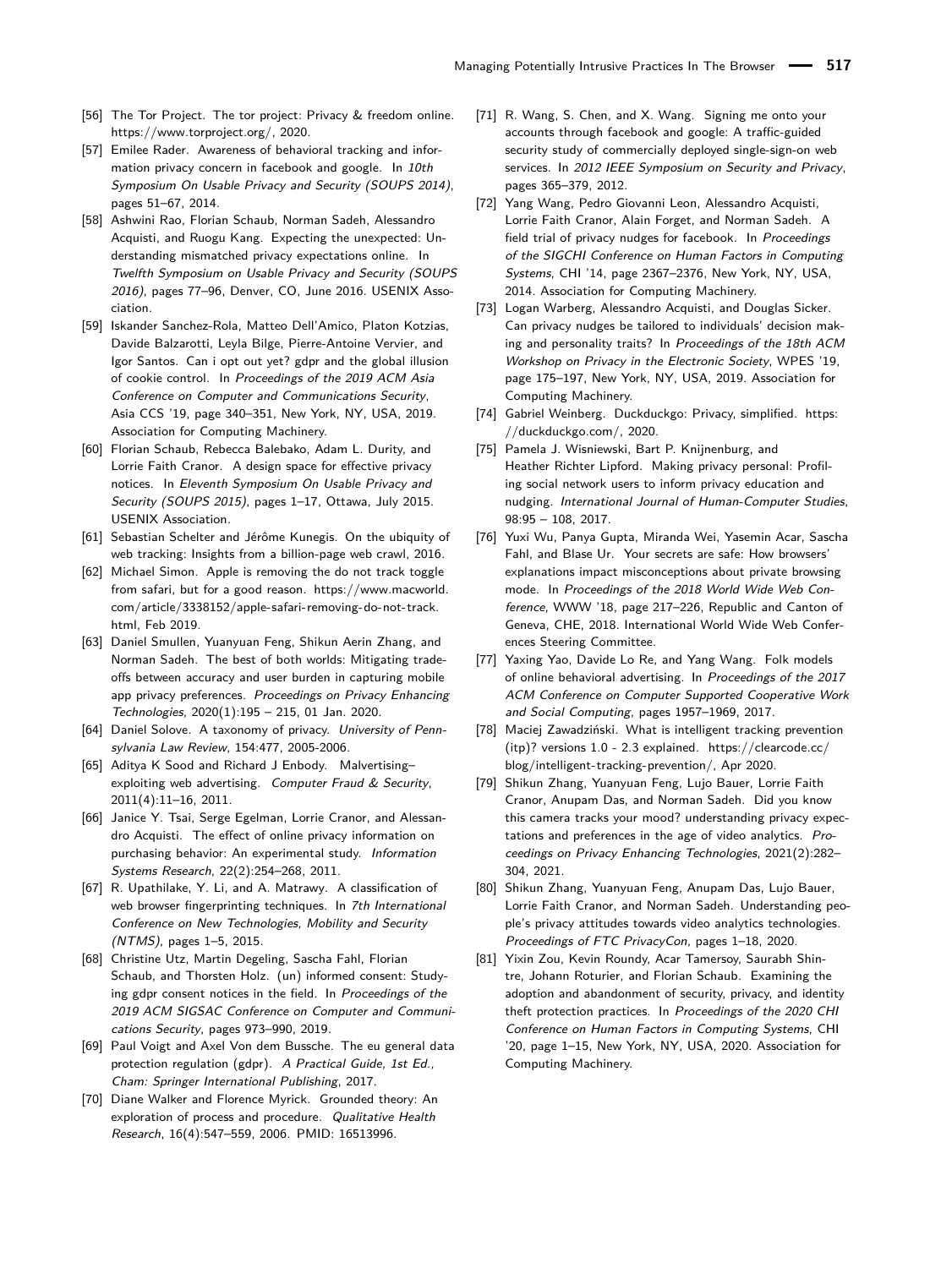[56] The Tor Project. The tor project: Privacy & freedom online. https://www.torproject.org/, 2020.

[57] Emilee Rader. Awareness of behavioral tracking and information privacy concern in facebook and google. In *10th Symposium On Usable Privacy and Security (SOUPS 2014)*, pages 51–67, 2014.

[58] Ashwini Rao, Florian Schaub, Norman Sadeh, Alessandro Acquisti, and Ruogu Kang. Expecting the unexpected: Understanding mismatched privacy expectations online. In *Twelfth Symposium on Usable Privacy and Security (SOUPS 2016)*, pages 77–96, Denver, CO, June 2016. USENIX Association.

[59] Iskander Sanchez-Rola, Matteo Dell'Amico, Platon Kotzias, Davide Balzarotti, Leyla Bilge, Pierre-Antoine Vervier, and Igor Santos. Can i opt out yet? gdpr and the global illusion of cookie control. In *Proceedings of the 2019 ACM Asia Conference on Computer and Communications Security*, Asia CCS '19, page 340–351, New York, NY, USA, 2019. Association for Computing Machinery.

[60] Florian Schaub, Rebecca Balebako, Adam L. Durity, and Lorrie Faith Cranor. A design space for effective privacy notices. In *Eleventh Symposium On Usable Privacy and Security (SOUPS 2015)*, pages 1–17, Ottawa, July 2015. USENIX Association.

[61] Sebastian Schelter and Jérôme Kunegis. On the ubiquity of web tracking: Insights from a billion-page web crawl, 2016.

[62] Michael Simon. Apple is removing the do not track toggle from safari, but for a good reason. https://www.macworld.com/article/3338152/apple-safari-removing-do-not-track.html, Feb 2019.

[63] Daniel Smullen, Yuanyuan Feng, Shikun Aerin Zhang, and Norman Sadeh. The best of both worlds: Mitigating tradeoffs between accuracy and user burden in capturing mobile app privacy preferences. *Proceedings on Privacy Enhancing Technologies*, 2020(1):195 – 215, 01 Jan. 2020.

[64] Daniel Solove. A taxonomy of privacy. *University of Pennsylvania Law Review*, 154:477, 2005-2006.

[65] Aditya K Sood and Richard J Enbody. Malvertising–exploiting web advertising. *Computer Fraud & Security*, 2011(4):11–16, 2011.

[66] Janice Y. Tsai, Serge Egelman, Lorrie Cranor, and Alessandro Acquisti. The effect of online privacy information on purchasing behavior: An experimental study. *Information Systems Research*, 22(2):254–268, 2011.

[67] R. Upathilake, Y. Li, and A. Matrawy. A classification of web browser fingerprinting techniques. In *7th International Conference on New Technologies, Mobility and Security (NTMS)*, pages 1–5, 2015.

[68] Christine Utz, Martin Degeling, Sascha Fahl, Florian Schaub, and Thorsten Holz. (un) informed consent: Studying gdpr consent notices in the field. In *Proceedings of the 2019 ACM SIGSAC Conference on Computer and Communications Security*, pages 973–990, 2019.

[69] Paul Voigt and Axel Von dem Bussche. The eu general data protection regulation (gdpr). *A Practical Guide, 1st Ed., Cham: Springer International Publishing*, 2017.

[70] Diane Walker and Florence Myrick. Grounded theory: An exploration of process and procedure. *Qualitative Health Research*, 16(4):547–559, 2006. PMID: 16513996.

[71] R. Wang, S. Chen, and X. Wang. Signing me onto your accounts through facebook and google: A traffic-guided security study of commercially deployed single-sign-on web services. In *2012 IEEE Symposium on Security and Privacy*, pages 365–379, 2012.

[72] Yang Wang, Pedro Giovanni Leon, Alessandro Acquisti, Lorrie Faith Cranor, Alain Forget, and Norman Sadeh. A field trial of privacy nudges for facebook. In *Proceedings of the SIGCHI Conference on Human Factors in Computing Systems*, CHI '14, page 2367–2376, New York, NY, USA, 2014. Association for Computing Machinery.

[73] Logan Warberg, Alessandro Acquisti, and Douglas Sicker. Can privacy nudges be tailored to individuals' decision making and personality traits? In *Proceedings of the 18th ACM Workshop on Privacy in the Electronic Society*, WPES '19, page 175–197, New York, NY, USA, 2019. Association for Computing Machinery.

[74] Gabriel Weinberg. Duckduckgo: Privacy, simplified. https://duckduckgo.com/, 2020.

[75] Pamela J. Wisniewski, Bart P. Knijnenburg, and Heather Richter Lipford. Making privacy personal: Profiling social network users to inform privacy education and nudging. *International Journal of Human-Computer Studies*, 98:95 – 108, 2017.

[76] Yuxi Wu, Panya Gupta, Miranda Wei, Yasemin Acar, Sascha Fahl, and Blase Ur. Your secrets are safe: How browsers' explanations impact misconceptions about private browsing mode. In *Proceedings of the 2018 World Wide Web Conference*, WWW '18, page 217–226, Republic and Canton of Geneva, CHE, 2018. International World Wide Web Conferences Steering Committee.

[77] Yaxing Yao, Davide Lo Re, and Yang Wang. Folk models of online behavioral advertising. In *Proceedings of the 2017 ACM Conference on Computer Supported Cooperative Work and Social Computing*, pages 1957–1969, 2017.

[78] Maciej Zawadziński. What is intelligent tracking prevention (itp)? versions 1.0 - 2.3 explained. https://clearcode.cc/blog/intelligent-tracking-prevention/, Apr 2020.

[79] Shikun Zhang, Yuanyuan Feng, Lujo Bauer, Lorrie Faith Cranor, Anupam Das, and Norman Sadeh. Did you know this camera tracks your mood? understanding privacy expectations and preferences in the age of video analytics. *Proceedings on Privacy Enhancing Technologies*, 2021(2):282–304, 2021.

[80] Shikun Zhang, Yuanyuan Feng, Anupam Das, Lujo Bauer, Lorrie Faith Cranor, and Norman Sadeh. Understanding people's privacy attitudes towards video analytics technologies. *Proceedings of FTC PrivacyCon*, pages 1–18, 2020.

[81] Yixin Zou, Kevin Roundy, Acar Tamersoy, Saurabh Shintre, Johann Roturier, and Florian Schaub. Examining the adoption and abandonment of security, privacy, and identity theft protection practices. In *Proceedings of the 2020 CHI Conference on Human Factors in Computing Systems*, CHI '20, page 1–15, New York, NY, USA, 2020. Association for Computing Machinery.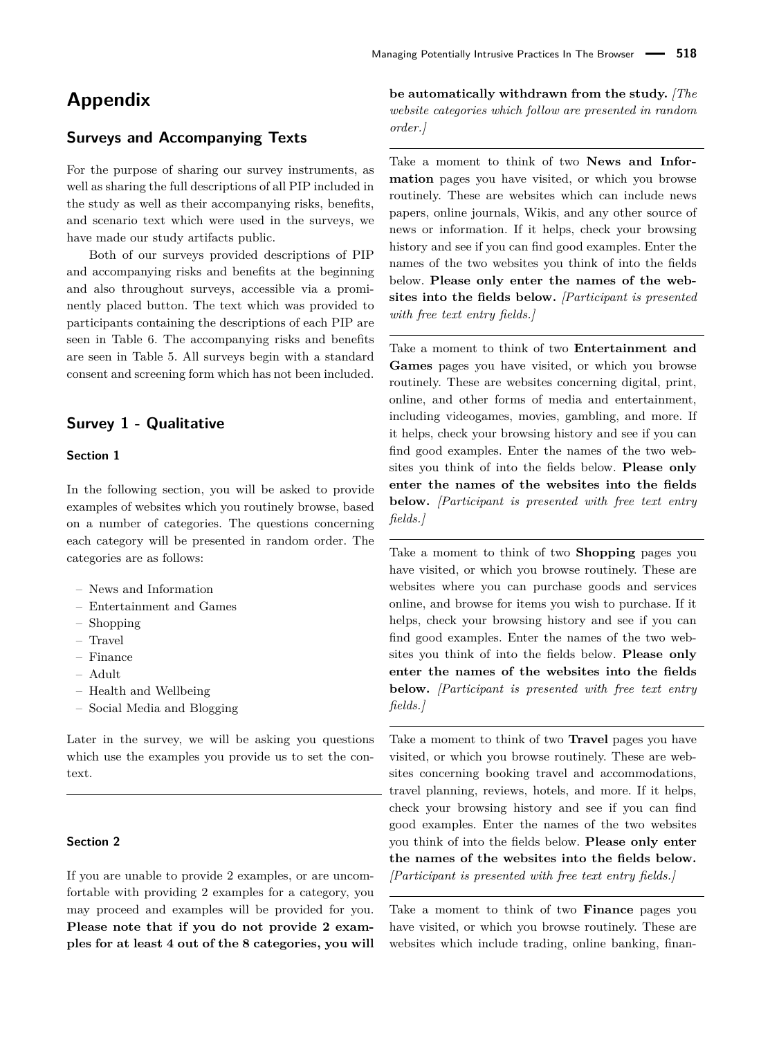# Appendix

## Surveys and Accompanying Texts

For the purpose of sharing our survey instruments, as well as sharing the full descriptions of all PIP included in the study as well as their accompanying risks, benefits, and scenario text which were used in the surveys, we have made our study artifacts public.

Both of our surveys provided descriptions of PIP and accompanying risks and benefits at the beginning and also throughout surveys, accessible via a prominently placed button. The text which was provided to participants containing the descriptions of each PIP are seen in Table 6. The accompanying risks and benefits are seen in Table 5. All surveys begin with a standard consent and screening form which has not been included.

## Survey 1 - Qualitative

### Section 1

In the following section, you will be asked to provide examples of websites which you routinely browse, based on a number of categories. The questions concerning each category will be presented in random order. The categories are as follows:

- News and Information
- Entertainment and Games
- Shopping
- Travel
- Finance
- Adult
- Health and Wellbeing
- Social Media and Blogging

Later in the survey, we will be asking you questions which use the examples you provide us to set the context.

---

### Section 2

If you are unable to provide 2 examples, or are uncomfortable with providing 2 examples for a category, you may proceed and examples will be provided for you. **Please note that if you do not provide 2 examples for at least 4 out of the 8 categories, you will be automatically withdrawn from the study.** *[The website categories which follow are presented in random order.]*

---

Take a moment to think of two **News and Information** pages you have visited, or which you browse routinely. These are websites which can include news papers, online journals, Wikis, and any other source of news or information. If it helps, check your browsing history and see if you can find good examples. Enter the names of the two websites you think of into the fields below. **Please only enter the names of the websites into the fields below.** *[Participant is presented with free text entry fields.]*

---

Take a moment to think of two **Entertainment and Games** pages you have visited, or which you browse routinely. These are websites concerning digital, print, online, and other forms of media and entertainment, including videogames, movies, gambling, and more. If it helps, check your browsing history and see if you can find good examples. Enter the names of the two websites you think of into the fields below. **Please only enter the names of the websites into the fields below.** *[Participant is presented with free text entry fields.]*

---

Take a moment to think of two **Shopping** pages you have visited, or which you browse routinely. These are websites where you can purchase goods and services online, and browse for items you wish to purchase. If it helps, check your browsing history and see if you can find good examples. Enter the names of the two websites you think of into the fields below. **Please only enter the names of the websites into the fields below.** *[Participant is presented with free text entry fields.]*

---

Take a moment to think of two **Travel** pages you have visited, or which you browse routinely. These are websites concerning booking travel and accommodations, travel planning, reviews, hotels, and more. If it helps, check your browsing history and see if you can find good examples. Enter the names of the two websites you think of into the fields below. **Please only enter the names of the websites into the fields below.** *[Participant is presented with free text entry fields.]*

---

Take a moment to think of two **Finance** pages you have visited, or which you browse routinely. These are websites which include trading, online banking, finan-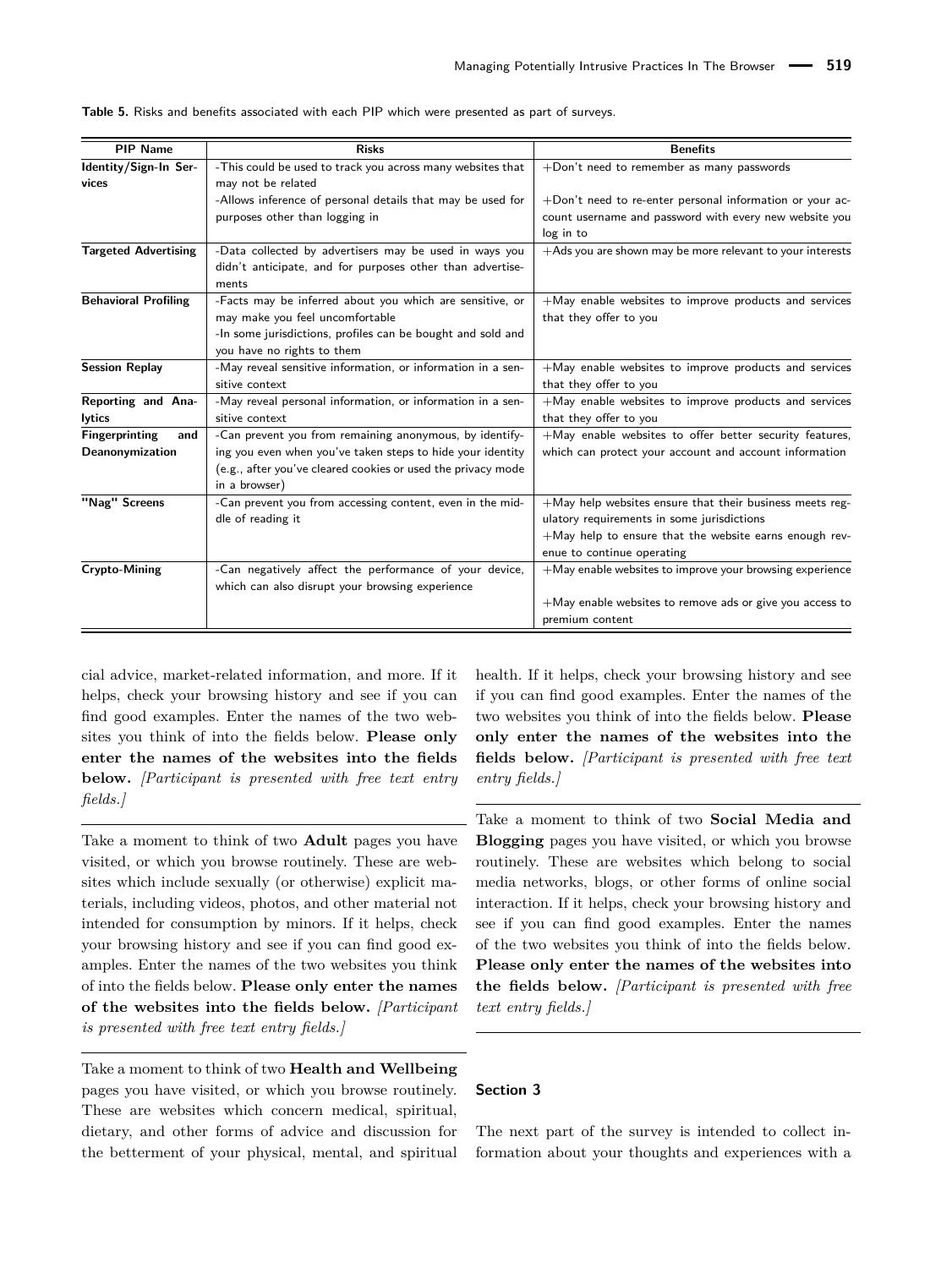**Table 5.** Risks and benefits associated with each PIP which were presented as part of surveys.

| PIP Name | Risks | Benefits |
|---|---|---|
| **Identity/Sign-In Services** | -This could be used to track you across many websites that may not be related<br>-Allows inference of personal details that may be used for purposes other than logging in | +Don't need to remember as many passwords<br>+Don't need to re-enter personal information or your account username and password with every new website you log in to |
| **Targeted Advertising** | -Data collected by advertisers may be used in ways you didn't anticipate, and for purposes other than advertisements | +Ads you are shown may be more relevant to your interests |
| **Behavioral Profiling** | -Facts may be inferred about you which are sensitive, or may make you feel uncomfortable<br>-In some jurisdictions, profiles can be bought and sold and you have no rights to them | +May enable websites to improve products and services that they offer to you |
| **Session Replay** | -May reveal sensitive information, or information in a sensitive context | +May enable websites to improve products and services that they offer to you |
| **Reporting and Analytics** | -May reveal personal information, or information in a sensitive context | +May enable websites to improve products and services that they offer to you |
| **Fingerprinting and Deanonymization** | -Can prevent you from remaining anonymous, by identifying you even when you've taken steps to hide your identity (e.g., after you've cleared cookies or used the privacy mode in a browser) | +May enable websites to offer better security features, which can protect your account and account information |
| **"Nag" Screens** | -Can prevent you from accessing content, even in the middle of reading it | +May help websites ensure that their business meets regulatory requirements in some jurisdictions<br>+May help to ensure that the website earns enough revenue to continue operating |
| **Crypto-Mining** | -Can negatively affect the performance of your device, which can also disrupt your browsing experience | +May enable websites to improve your browsing experience<br>+May enable websites to remove ads or give you access to premium content |

cial advice, market-related information, and more. If it helps, check your browsing history and see if you can find good examples. Enter the names of the two websites you think of into the fields below. **Please only enter the names of the websites into the fields below.** *[Participant is presented with free text entry fields.]*

---

Take a moment to think of two **Adult** pages you have visited, or which you browse routinely. These are websites which include sexually (or otherwise) explicit materials, including videos, photos, and other material not intended for consumption by minors. If it helps, check your browsing history and see if you can find good examples. Enter the names of the two websites you think of into the fields below. **Please only enter the names of the websites into the fields below.** *[Participant is presented with free text entry fields.]*

---

Take a moment to think of two **Health and Wellbeing** pages you have visited, or which you browse routinely. These are websites which concern medical, spiritual, dietary, and other forms of advice and discussion for the betterment of your physical, mental, and spiritual health. If it helps, check your browsing history and see if you can find good examples. Enter the names of the two websites you think of into the fields below. **Please only enter the names of the websites into the fields below.** *[Participant is presented with free text entry fields.]*

---

Take a moment to think of two **Social Media and Blogging** pages you have visited, or which you browse routinely. These are websites which belong to social media networks, blogs, or other forms of online social interaction. If it helps, check your browsing history and see if you can find good examples. Enter the names of the two websites you think of into the fields below. **Please only enter the names of the websites into the fields below.** *[Participant is presented with free text entry fields.]*

---

## Section 3

The next part of the survey is intended to collect information about your thoughts and experiences with a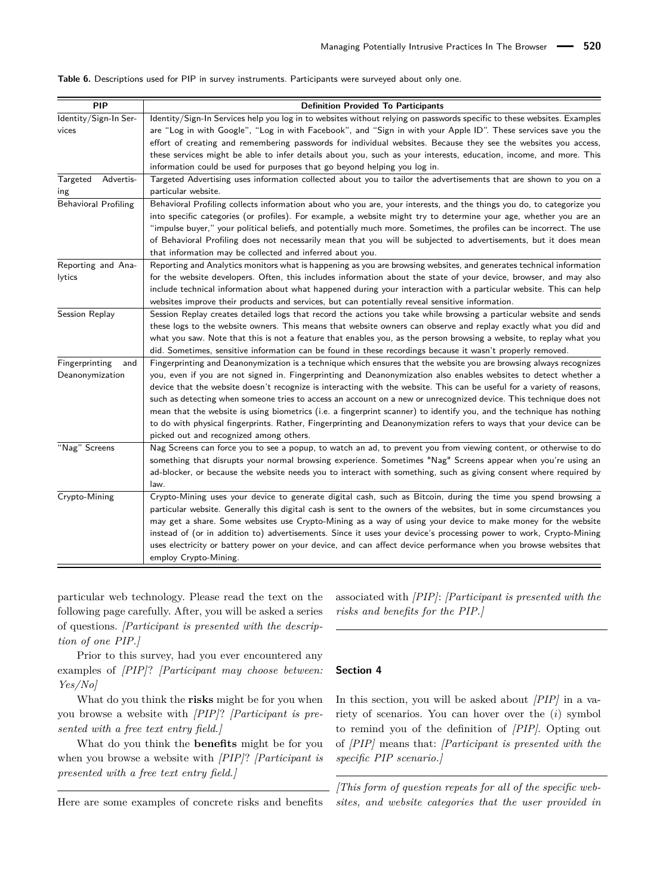**Table 6.** Descriptions used for PIP in survey instruments. Participants were surveyed about only one.

| PIP | Definition Provided To Participants |
|---|---|
| Identity/Sign-In Services | Identity/Sign-In Services help you log in to websites without relying on passwords specific to these websites. Examples are "Log in with Google", "Log in with Facebook", and "Sign in with your Apple ID". These services save you the effort of creating and remembering passwords for individual websites. Because they see the websites you access, these services might be able to infer details about you, such as your interests, education, income, and more. This information could be used for purposes that go beyond helping you log in. |
| Targeted Advertising | Targeted Advertising uses information collected about you to tailor the advertisements that are shown to you on a particular website. |
| Behavioral Profiling | Behavioral Profiling collects information about who you are, your interests, and the things you do, to categorize you into specific categories (or profiles). For example, a website might try to determine your age, whether you are an "impulse buyer," your political beliefs, and potentially much more. Sometimes, the profiles can be incorrect. The use of Behavioral Profiling does not necessarily mean that you will be subjected to advertisements, but it does mean that information may be collected and inferred about you. |
| Reporting and Analytics | Reporting and Analytics monitors what is happening as you are browsing websites, and generates technical information for the website developers. Often, this includes information about the state of your device, browser, and may also include technical information about what happened during your interaction with a particular website. This can help websites improve their products and services, but can potentially reveal sensitive information. |
| Session Replay | Session Replay creates detailed logs that record the actions you take while browsing a particular website and sends these logs to the website owners. This means that website owners can observe and replay exactly what you did and what you saw. Note that this is not a feature that enables you, as the person browsing a website, to replay what you did. Sometimes, sensitive information can be found in these recordings because it wasn't properly removed. |
| Fingerprinting and Deanonymization | Fingerprinting and Deanonymization is a technique which ensures that the website you are browsing always recognizes you, even if you are not signed in. Fingerprinting and Deanonymization also enables websites to detect whether a device that the website doesn't recognize is interacting with the website. This can be useful for a variety of reasons, such as detecting when someone tries to access an account on a new or unrecognized device. This technique does not mean that the website is using biometrics (i.e. a fingerprint scanner) to identify you, and the technique has nothing to do with physical fingerprints. Rather, Fingerprinting and Deanonymization refers to ways that your device can be picked out and recognized among others. |
| "Nag" Screens | Nag Screens can force you to see a popup, to watch an ad, to prevent you from viewing content, or otherwise to do something that disrupts your normal browsing experience. Sometimes "Nag" Screens appear when you're using an ad-blocker, or because the website needs you to interact with something, such as giving consent where required by law. |
| Crypto-Mining | Crypto-Mining uses your device to generate digital cash, such as Bitcoin, during the time you spend browsing a particular website. Generally this digital cash is sent to the owners of the websites, but in some circumstances you may get a share. Some websites use Crypto-Mining as a way of using your device to make money for the website instead of (or in addition to) advertisements. Since it uses your device's processing power to work, Crypto-Mining uses electricity or battery power on your device, and can affect device performance when you browse websites that employ Crypto-Mining. |

particular web technology. Please read the text on the following page carefully. After, you will be asked a series of questions. *[Participant is presented with the description of one PIP.]*

Prior to this survey, had you ever encountered any examples of *[PIP]*? *[Participant may choose between: Yes/No]*

What do you think the **risks** might be for you when you browse a website with *[PIP]*? *[Participant is presented with a free text entry field.]*

What do you think the **benefits** might be for you when you browse a website with *[PIP]*? *[Participant is presented with a free text entry field.]*

---

Here are some examples of concrete risks and benefits associated with *[PIP]*: *[Participant is presented with the risks and benefits for the PIP.]*

---

### Section 4

In this section, you will be asked about *[PIP]* in a variety of scenarios. You can hover over the (*i*) symbol to remind you of the definition of *[PIP]*. Opting out of *[PIP]* means that: *[Participant is presented with the specific PIP scenario.]*

---

*[This form of question repeats for all of the specific websites, and website categories that the user provided in*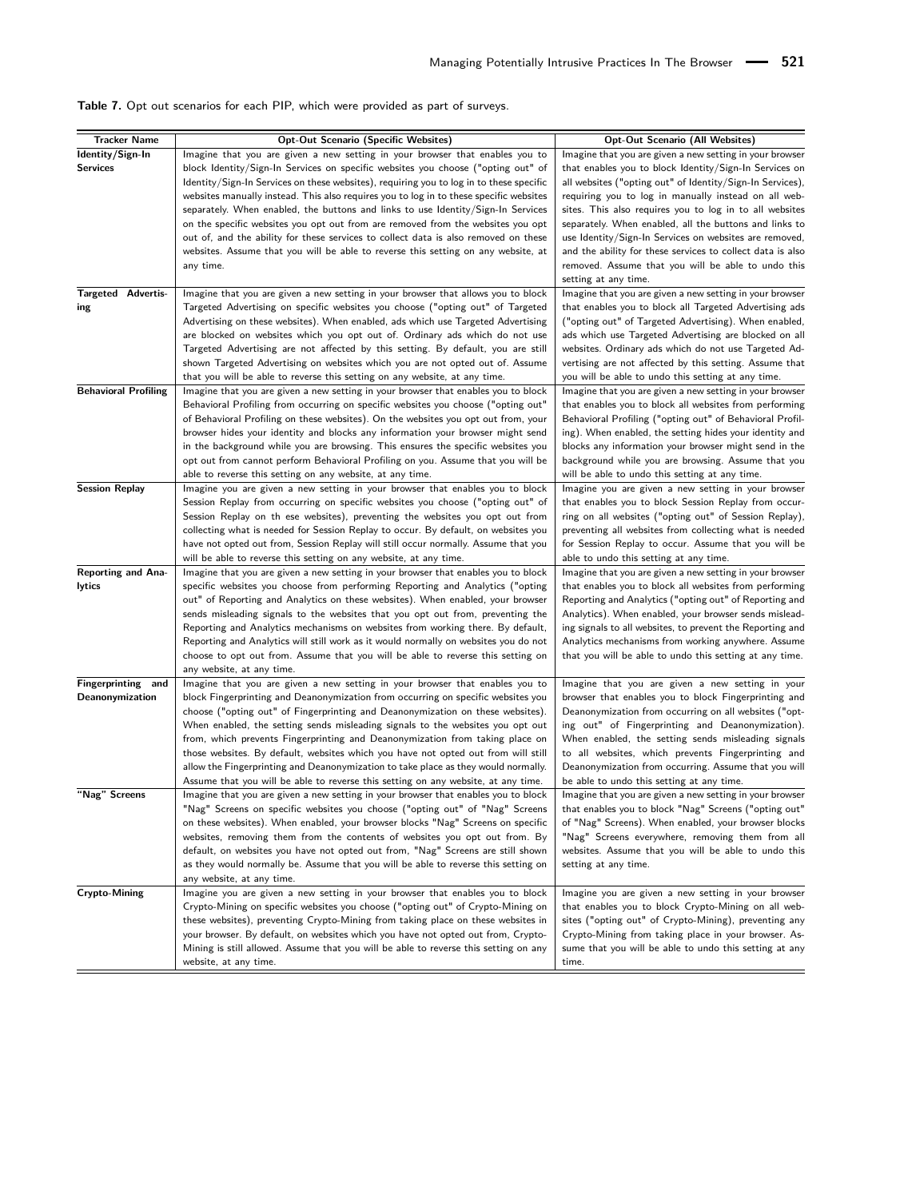**Table 7.** Opt out scenarios for each PIP, which were provided as part of surveys.

| Tracker Name | Opt-Out Scenario (Specific Websites) | Opt-Out Scenario (All Websites) |
|---|---|---|
| **Identity/Sign-In Services** | Imagine that you are given a new setting in your browser that enables you to block Identity/Sign-In Services on specific websites you choose ("opting out" of Identity/Sign-In Services on these websites), requiring you to log in to these specific websites manually instead. This also requires you to log in to these specific websites separately. When enabled, the buttons and links to use Identity/Sign-In Services on the specific websites you opt out from are removed from the websites you opt out of, and the ability for these services to collect data is also removed on these websites. Assume that you will be able to reverse this setting on any website, at any time. | Imagine that you are given a new setting in your browser that enables you to block Identity/Sign-In Services on all websites ("opting out" of Identity/Sign-In Services), requiring you to log in manually instead on all websites. This also requires you to log in to all websites separately. When enabled, all the buttons and links to use Identity/Sign-In Services on websites are removed, and the ability for these services to collect data is also removed. Assume that you will be able to undo this setting at any time. |
| **Targeted Advertising** | Imagine that you are given a new setting in your browser that allows you to block Targeted Advertising on specific websites you choose ("opting out" of Targeted Advertising on these websites). When enabled, ads which use Targeted Advertising are blocked on websites which you opt out of. Ordinary ads which do not use Targeted Advertising are not affected by this setting. By default, you are still shown Targeted Advertising on websites which you are not opted out of. Assume that you will be able to reverse this setting on any website, at any time. | Imagine that you are given a new setting in your browser that enables you to block all Targeted Advertising ads ("opting out" of Targeted Advertising). When enabled, ads which use Targeted Advertising are blocked on all websites. Ordinary ads which do not use Targeted Advertising are not affected by this setting. Assume that you will be able to undo this setting at any time. |
| **Behavioral Profiling** | Imagine that you are given a new setting in your browser that enables you to block Behavioral Profiling from occurring on specific websites you choose ("opting out" of Behavioral Profiling on these websites). On the websites you opt out from, your browser hides your identity and blocks any information your browser might send in the background while you are browsing. This ensures the specific websites you opt out from cannot perform Behavioral Profiling on you. Assume that you will be able to reverse this setting on any website, at any time. | Imagine that you are given a new setting in your browser that enables you to block all websites from performing Behavioral Profiling ("opting out" of Behavioral Profiling). When enabled, the setting hides your identity and blocks any information your browser might send in the background while you are browsing. Assume that you will be able to undo this setting at any time. |
| **Session Replay** | Imagine you are given a new setting in your browser that enables you to block Session Replay from occurring on specific websites you choose ("opting out" of Session Replay on th ese websites), preventing the websites you opt out from collecting what is needed for Session Replay to occur. By default, on websites you have not opted out from, Session Replay will still occur normally. Assume that you will be able to reverse this setting on any website, at any time. | Imagine you are given a new setting in your browser that enables you to block Session Replay from occurring on all websites ("opting out" of Session Replay), preventing all websites from collecting what is needed for Session Replay to occur. Assume that you will be able to undo this setting at any time. |
| **Reporting and Analytics** | Imagine that you are given a new setting in your browser that enables you to block specific websites you choose from performing Reporting and Analytics ("opting out" of Reporting and Analytics on these websites). When enabled, your browser sends misleading signals to the websites that you opt out from, preventing the Reporting and Analytics mechanisms on websites from working there. By default, Reporting and Analytics will still work as it would normally on websites you do not choose to opt out from. Assume that you will be able to reverse this setting on any website, at any time. | Imagine that you are given a new setting in your browser that enables you to block all websites from performing Reporting and Analytics ("opting out" of Reporting and Analytics). When enabled, your browser sends misleading signals to all websites, to prevent the Reporting and Analytics mechanisms from working anywhere. Assume that you will be able to undo this setting at any time. |
| **Fingerprinting and Deanonymization** | Imagine that you are given a new setting in your browser that enables you to block Fingerprinting and Deanonymization from occurring on specific websites you choose ("opting out" of Fingerprinting and Deanonymization on these websites). When enabled, the setting sends misleading signals to the websites you opt out from, which prevents Fingerprinting and Deanonymization from taking place on those websites. By default, websites which you have not opted out from will still allow the Fingerprinting and Deanonymization to take place as they would normally. Assume that you will be able to reverse this setting on any website, at any time. | Imagine that you are given a new setting in your browser that enables you to block Fingerprinting and Deanonymization from occurring on all websites ("opting out" of Fingerprinting and Deanonymization). When enabled, the setting sends misleading signals to all websites, which prevents Fingerprinting and Deanonymization from occurring. Assume that you will be able to undo this setting at any time. |
| **"Nag" Screens** | Imagine that you are given a new setting in your browser that enables you to block "Nag" Screens on specific websites you choose ("opting out" of "Nag" Screens on these websites). When enabled, your browser blocks "Nag" Screens on specific websites, removing them from the contents of websites you opt out from. By default, on websites you have not opted out from, "Nag" Screens are still shown as they would normally be. Assume that you will be able to reverse this setting on any website, at any time. | Imagine that you are given a new setting in your browser that enables you to block "Nag" Screens ("opting out" of "Nag" Screens). When enabled, your browser blocks "Nag" Screens everywhere, removing them from all websites. Assume that you will be able to undo this setting at any time. |
| **Crypto-Mining** | Imagine you are given a new setting in your browser that enables you to block Crypto-Mining on specific websites you choose ("opting out" of Crypto-Mining on these websites), preventing Crypto-Mining from taking place on these websites in your browser. By default, on websites which you have not opted out from, Crypto-Mining is still allowed. Assume that you will be able to reverse this setting on any website, at any time. | Imagine you are given a new setting in your browser that enables you to block Crypto-Mining on all websites ("opting out" of Crypto-Mining), preventing any Crypto-Mining from taking place in your browser. Assume that you will be able to undo this setting at any time. |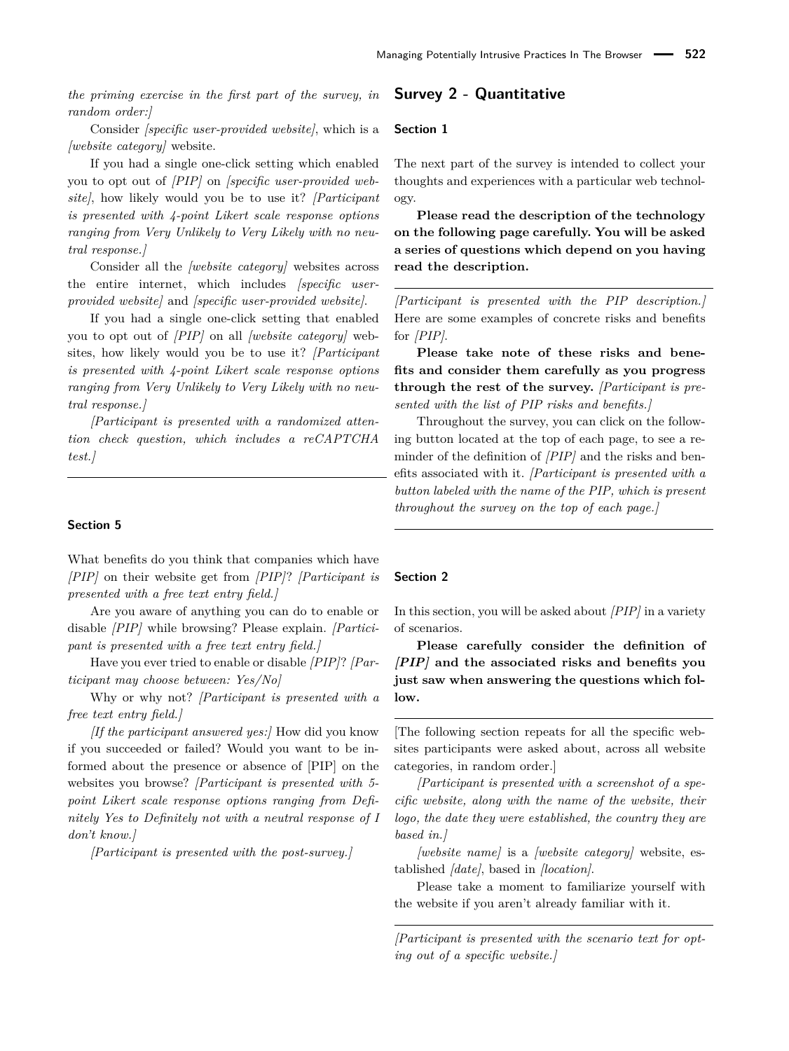*the priming exercise in the first part of the survey, in random order:]*

Consider *[specific user-provided website]*, which is a *[website category]* website.

If you had a single one-click setting which enabled you to opt out of *[PIP]* on *[specific user-provided website]*, how likely would you be to use it? *[Participant is presented with 4-point Likert scale response options ranging from Very Unlikely to Very Likely with no neutral response.]*

Consider all the *[website category]* websites across the entire internet, which includes *[specific user-provided website]* and *[specific user-provided website]*.

If you had a single one-click setting that enabled you to opt out of *[PIP]* on all *[website category]* websites, how likely would you be to use it? *[Participant is presented with 4-point Likert scale response options ranging from Very Unlikely to Very Likely with no neutral response.]*

*[Participant is presented with a randomized attention check question, which includes a reCAPTCHA test.]*

---

#### Section 5

What benefits do you think that companies which have *[PIP]* on their website get from *[PIP]*? *[Participant is presented with a free text entry field.]*

Are you aware of anything you can do to enable or disable *[PIP]* while browsing? Please explain. *[Participant is presented with a free text entry field.]*

Have you ever tried to enable or disable *[PIP]*? *[Participant may choose between: Yes/No]*

Why or why not? *[Participant is presented with a free text entry field.]*

*[If the participant answered yes:]* How did you know if you succeeded or failed? Would you want to be informed about the presence or absence of [PIP] on the websites you browse? *[Participant is presented with 5-point Likert scale response options ranging from Definitely Yes to Definitely not with a neutral response of I don't know.]*

*[Participant is presented with the post-survey.]*

## Survey 2 - Quantitative

#### Section 1

The next part of the survey is intended to collect your thoughts and experiences with a particular web technology.

**Please read the description of the technology on the following page carefully. You will be asked a series of questions which depend on you having read the description.**

---

*[Participant is presented with the PIP description.]* Here are some examples of concrete risks and benefits for *[PIP]*.

**Please take note of these risks and benefits and consider them carefully as you progress through the rest of the survey.** *[Participant is presented with the list of PIP risks and benefits.]*

Throughout the survey, you can click on the following button located at the top of each page, to see a reminder of the definition of *[PIP]* and the risks and benefits associated with it. *[Participant is presented with a button labeled with the name of the PIP, which is present throughout the survey on the top of each page.]*

---

#### Section 2

In this section, you will be asked about *[PIP]* in a variety of scenarios.

**Please carefully consider the definition of *[PIP]* and the associated risks and benefits you just saw when answering the questions which follow.**

---

[The following section repeats for all the specific websites participants were asked about, across all website categories, in random order.]

*[Participant is presented with a screenshot of a specific website, along with the name of the website, their logo, the date they were established, the country they are based in.]*

*[website name]* is a *[website category]* website, established *[date]*, based in *[location]*.

Please take a moment to familiarize yourself with the website if you aren't already familiar with it.

---

*[Participant is presented with the scenario text for opting out of a specific website.]*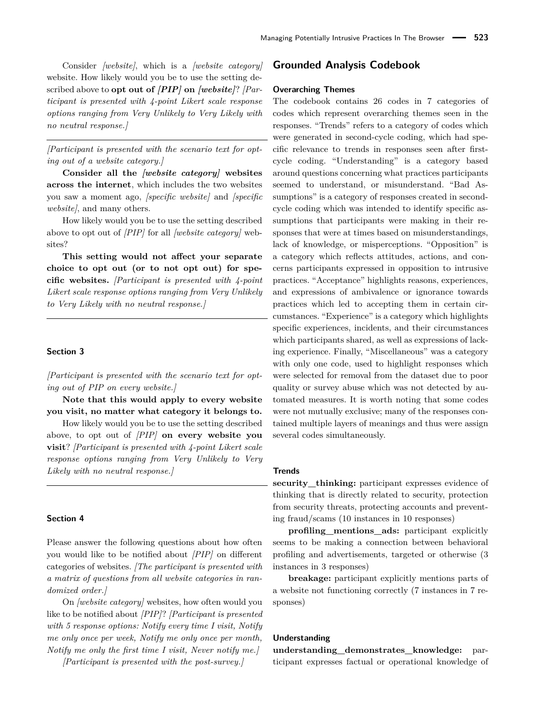Consider *[website]*, which is a *[website category]* website. How likely would you be to use the setting described above to **opt out of *[PIP]* on *[website]***? *[Participant is presented with 4-point Likert scale response options ranging from Very Unlikely to Very Likely with no neutral response.]*

---

*[Participant is presented with the scenario text for opting out of a website category.]*

**Consider all the *[website category]* websites across the internet**, which includes the two websites you saw a moment ago, *[specific website]* and *[specific website]*, and many others.

How likely would you be to use the setting described above to opt out of *[PIP]* for all *[website category]* websites?

**This setting would not affect your separate choice to opt out (or to not opt out) for specific websites.** *[Participant is presented with 4-point Likert scale response options ranging from Very Unlikely to Very Likely with no neutral response.]*

---

### Section 3

*[Participant is presented with the scenario text for opting out of PIP on every website.]*

**Note that this would apply to every website you visit, no matter what category it belongs to.**

How likely would you be to use the setting described above, to opt out of *[PIP]* **on every website you visit**? *[Participant is presented with 4-point Likert scale response options ranging from Very Unlikely to Very Likely with no neutral response.]*

---

### Section 4

Please answer the following questions about how often you would like to be notified about *[PIP]* on different categories of websites. *[The participant is presented with a matrix of questions from all website categories in randomized order.]*

On *[website category]* websites, how often would you like to be notified about *[PIP]*? *[Participant is presented with 5 response options: Notify every time I visit, Notify me only once per week, Notify me only once per month, Notify me only the first time I visit, Never notify me.]*

*[Participant is presented with the post-survey.]*

## Grounded Analysis Codebook

### Overarching Themes

The codebook contains 26 codes in 7 categories of codes which represent overarching themes seen in the responses. "Trends" refers to a category of codes which were generated in second-cycle coding, which had specific relevance to trends in responses seen after first-cycle coding. "Understanding" is a category based around questions concerning what practices participants seemed to understand, or misunderstand. "Bad Assumptions" is a category of responses created in second-cycle coding which was intended to identify specific assumptions that participants were making in their responses that were at times based on misunderstandings, lack of knowledge, or misperceptions. "Opposition" is a category which reflects attitudes, actions, and concerns participants expressed in opposition to intrusive practices. "Acceptance" highlights reasons, experiences, and expressions of ambivalence or ignorance towards practices which led to accepting them in certain circumstances. "Experience" is a category which highlights specific experiences, incidents, and their circumstances which participants shared, as well as expressions of lacking experience. Finally, "Miscellaneous" was a category with only one code, used to highlight responses which were selected for removal from the dataset due to poor quality or survey abuse which was not detected by automated measures. It is worth noting that some codes were not mutually exclusive; many of the responses contained multiple layers of meanings and thus were assign several codes simultaneously.

### Trends

**security_thinking:** participant expresses evidence of thinking that is directly related to security, protection from security threats, protecting accounts and preventing fraud/scams (10 instances in 10 responses)

**profiling_mentions_ads:** participant explicitly seems to be making a connection between behavioral profiling and advertisements, targeted or otherwise (3 instances in 3 responses)

**breakage:** participant explicitly mentions parts of a website not functioning correctly (7 instances in 7 responses)

### Understanding

**understanding_demonstrates_knowledge:** participant expresses factual or operational knowledge of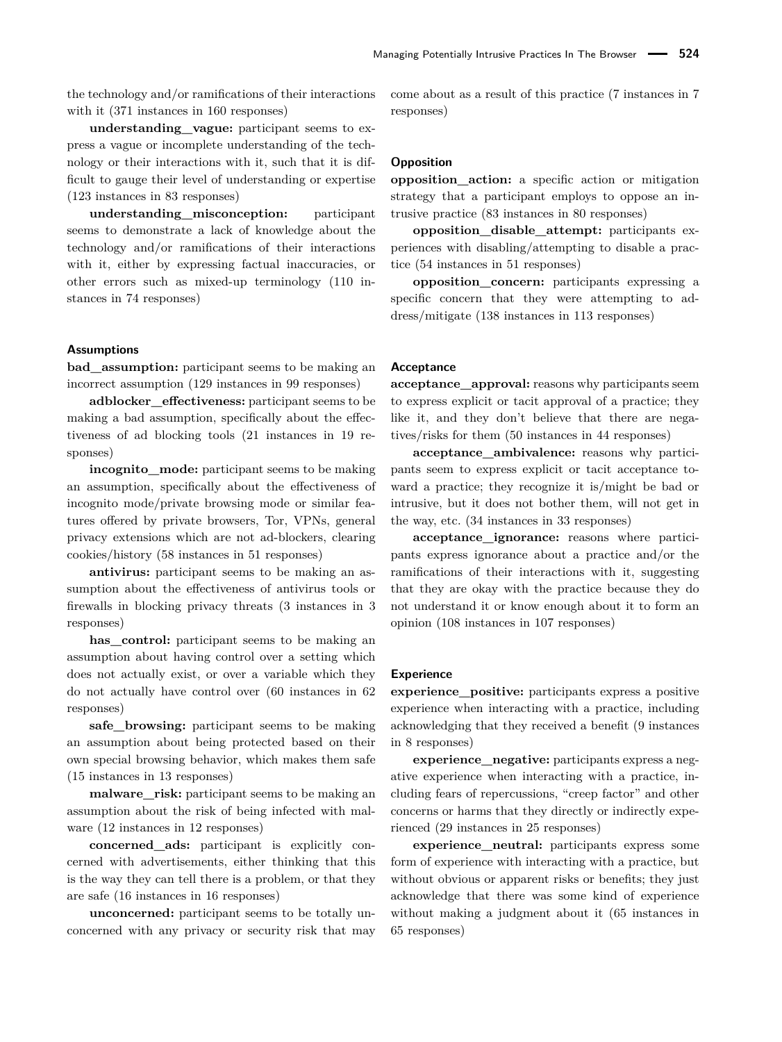the technology and/or ramifications of their interactions with it (371 instances in 160 responses)

**understanding_vague:** participant seems to express a vague or incomplete understanding of the technology or their interactions with it, such that it is difficult to gauge their level of understanding or expertise (123 instances in 83 responses)

**understanding_misconception:** participant seems to demonstrate a lack of knowledge about the technology and/or ramifications of their interactions with it, either by expressing factual inaccuracies, or other errors such as mixed-up terminology (110 instances in 74 responses)

#### Assumptions

**bad_assumption:** participant seems to be making an incorrect assumption (129 instances in 99 responses)

**adblocker_effectiveness:** participant seems to be making a bad assumption, specifically about the effectiveness of ad blocking tools (21 instances in 19 responses)

**incognito_mode:** participant seems to be making an assumption, specifically about the effectiveness of incognito mode/private browsing mode or similar features offered by private browsers, Tor, VPNs, general privacy extensions which are not ad-blockers, clearing cookies/history (58 instances in 51 responses)

**antivirus:** participant seems to be making an assumption about the effectiveness of antivirus tools or firewalls in blocking privacy threats (3 instances in 3 responses)

**has_control:** participant seems to be making an assumption about having control over a setting which does not actually exist, or over a variable which they do not actually have control over (60 instances in 62 responses)

**safe_browsing:** participant seems to be making an assumption about being protected based on their own special browsing behavior, which makes them safe (15 instances in 13 responses)

**malware_risk:** participant seems to be making an assumption about the risk of being infected with malware (12 instances in 12 responses)

**concerned_ads:** participant is explicitly concerned with advertisements, either thinking that this is the way they can tell there is a problem, or that they are safe (16 instances in 16 responses)

**unconcerned:** participant seems to be totally unconcerned with any privacy or security risk that may come about as a result of this practice (7 instances in 7 responses)

#### Opposition

**opposition_action:** a specific action or mitigation strategy that a participant employs to oppose an intrusive practice (83 instances in 80 responses)

**opposition_disable_attempt:** participants experiences with disabling/attempting to disable a practice (54 instances in 51 responses)

**opposition_concern:** participants expressing a specific concern that they were attempting to address/mitigate (138 instances in 113 responses)

#### Acceptance

**acceptance_approval:** reasons why participants seem to express explicit or tacit approval of a practice; they like it, and they don't believe that there are negatives/risks for them (50 instances in 44 responses)

**acceptance_ambivalence:** reasons why participants seem to express explicit or tacit acceptance toward a practice; they recognize it is/might be bad or intrusive, but it does not bother them, will not get in the way, etc. (34 instances in 33 responses)

**acceptance_ignorance:** reasons where participants express ignorance about a practice and/or the ramifications of their interactions with it, suggesting that they are okay with the practice because they do not understand it or know enough about it to form an opinion (108 instances in 107 responses)

#### Experience

**experience_positive:** participants express a positive experience when interacting with a practice, including acknowledging that they received a benefit (9 instances in 8 responses)

**experience_negative:** participants express a negative experience when interacting with a practice, including fears of repercussions, "creep factor" and other concerns or harms that they directly or indirectly experienced (29 instances in 25 responses)

**experience_neutral:** participants express some form of experience with interacting with a practice, but without obvious or apparent risks or benefits; they just acknowledge that there was some kind of experience without making a judgment about it (65 instances in 65 responses)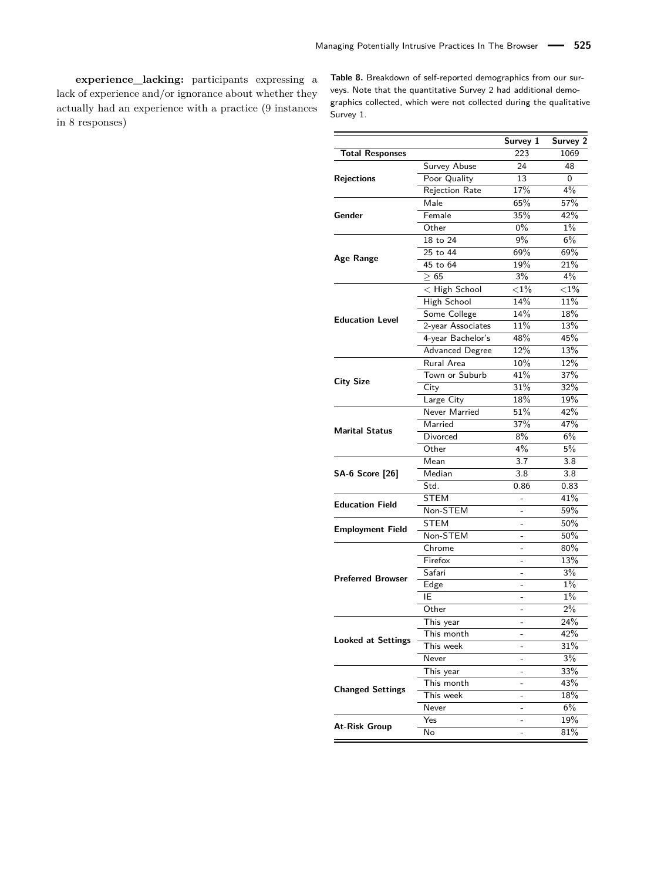**experience_lacking:** participants expressing a lack of experience and/or ignorance about whether they actually had an experience with a practice (9 instances in 8 responses)

**Table 8.** Breakdown of self-reported demographics from our surveys. Note that the quantitative Survey 2 had additional demographics collected, which were not collected during the qualitative Survey 1.

| | | Survey 1 | Survey 2 |
|---|---|---|---|
| **Total Responses** | | 223 | 1069 |
| **Rejections** | Survey Abuse | 24 | 48 |
| | Poor Quality | 13 | 0 |
| | Rejection Rate | 17% | 4% |
| **Gender** | Male | 65% | 57% |
| | Female | 35% | 42% |
| | Other | 0% | 1% |
| **Age Range** | 18 to 24 | 9% | 6% |
| | 25 to 44 | 69% | 69% |
| | 45 to 64 | 19% | 21% |
| | $\geq$ 65 | 3% | 4% |
| **Education Level** | < High School | <1% | <1% |
| | High School | 14% | 11% |
| | Some College | 14% | 18% |
| | 2-year Associates | 11% | 13% |
| | 4-year Bachelor's | 48% | 45% |
| | Advanced Degree | 12% | 13% |
| **City Size** | Rural Area | 10% | 12% |
| | Town or Suburb | 41% | 37% |
| | City | 31% | 32% |
| | Large City | 18% | 19% |
| **Marital Status** | Never Married | 51% | 42% |
| | Married | 37% | 47% |
| | Divorced | 8% | 6% |
| | Other | 4% | 5% |
| **SA-6 Score [26]** | Mean | 3.7 | 3.8 |
| | Median | 3.8 | 3.8 |
| | Std. | 0.86 | 0.83 |
| **Education Field** | STEM | - | 41% |
| | Non-STEM | - | 59% |
| **Employment Field** | STEM | - | 50% |
| | Non-STEM | - | 50% |
| **Preferred Browser** | Chrome | - | 80% |
| | Firefox | - | 13% |
| | Safari | - | 3% |
| | Edge | - | 1% |
| | IE | - | 1% |
| | Other | - | 2% |
| **Looked at Settings** | This year | - | 24% |
| | This month | - | 42% |
| | This week | - | 31% |
| | Never | - | 3% |
| **Changed Settings** | This year | - | 33% |
| | This month | - | 43% |
| | This week | - | 18% |
| | Never | - | 6% |
| **At-Risk Group** | Yes | - | 19% |
| | No | - | 81% |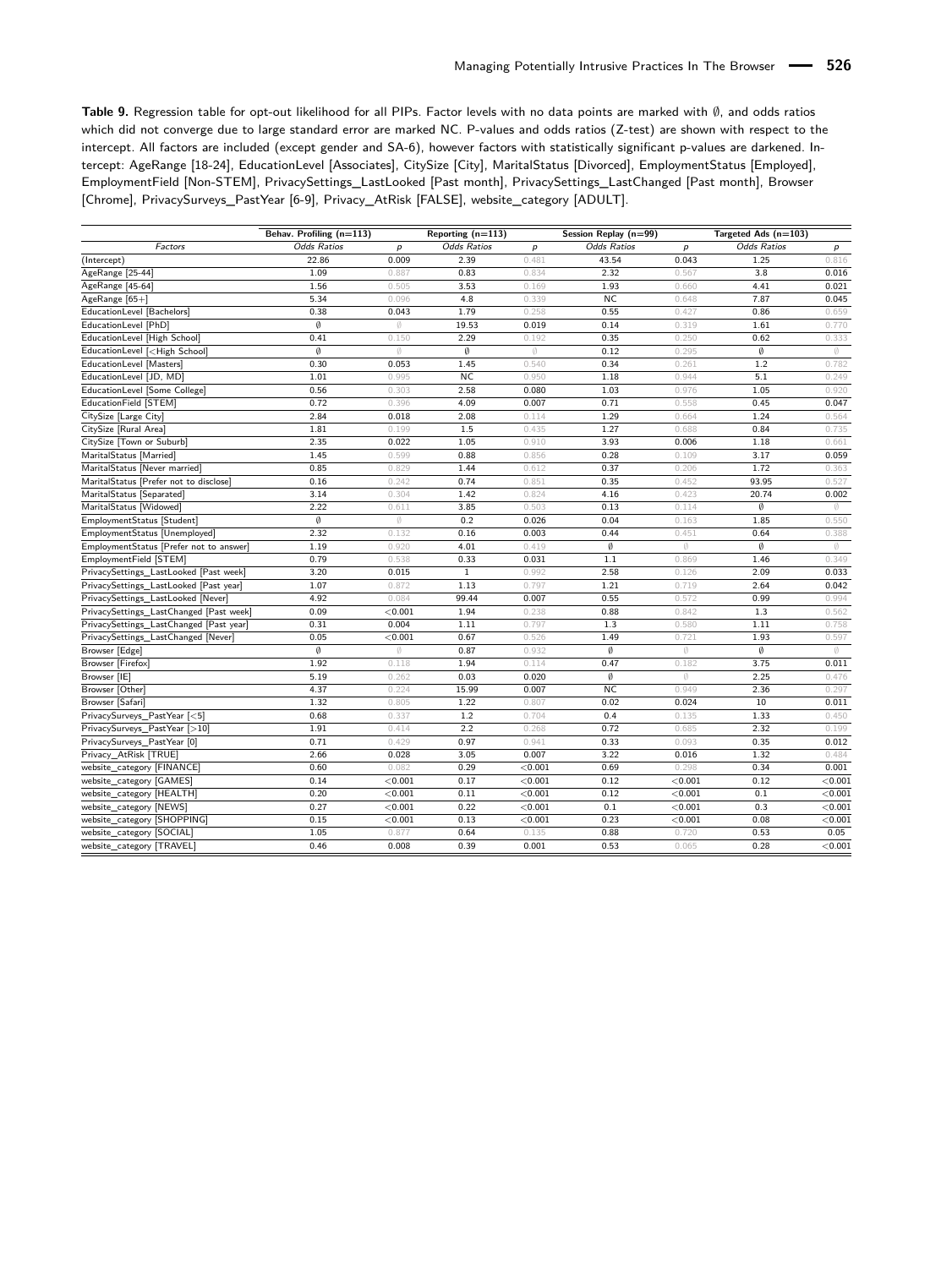**Table 9.** Regression table for opt-out likelihood for all PIPs. Factor levels with no data points are marked with ∅, and odds ratios which did not converge due to large standard error are marked NC. P-values and odds ratios (Z-test) are shown with respect to the intercept. All factors are included (except gender and SA-6), however factors with statistically significant p-values are darkened. Intercept: AgeRange [18-24], EducationLevel [Associates], CitySize [City], MaritalStatus [Divorced], EmploymentStatus [Employed], EmploymentField [Non-STEM], PrivacySettings_LastLooked [Past month], PrivacySettings_LastChanged [Past month], Browser [Chrome], PrivacySurveys_PastYear [6-9], Privacy_AtRisk [FALSE], website_category [ADULT].

| | Behav. Profiling (n=113) | | Reporting (n=113) | | Session Replay (n=99) | | Targeted Ads (n=103) | |
|---|---|---|---|---|---|---|---|---|
| *Factors* | *Odds Ratios* | *p* | *Odds Ratios* | *p* | *Odds Ratios* | *p* | *Odds Ratios* | *p* |
| (Intercept) | 22.86 | 0.009 | 2.39 | 0.481 | 43.54 | 0.043 | 1.25 | 0.816 |
| AgeRange [25-44] | 1.09 | 0.887 | 0.83 | 0.834 | 2.32 | 0.567 | 3.8 | 0.016 |
| AgeRange [45-64] | 1.56 | 0.505 | 3.53 | 0.169 | 1.93 | 0.660 | 4.41 | 0.021 |
| AgeRange [65+] | 5.34 | 0.096 | 4.8 | 0.339 | NC | 0.648 | 7.87 | 0.045 |
| EducationLevel [Bachelors] | 0.38 | 0.043 | 1.79 | 0.258 | 0.55 | 0.427 | 0.86 | 0.659 |
| EducationLevel [PhD] | ∅ | ∅ | 19.53 | 0.019 | 0.14 | 0.319 | 1.61 | 0.770 |
| EducationLevel [High School] | 0.41 | 0.150 | 2.29 | 0.192 | 0.35 | 0.250 | 0.62 | 0.333 |
| EducationLevel [<High School] | ∅ | ∅ | ∅ | ∅ | 0.12 | 0.295 | ∅ | ∅ |
| EducationLevel [Masters] | 0.30 | 0.053 | 1.45 | 0.540 | 0.34 | 0.261 | 1.2 | 0.782 |
| EducationLevel [JD, MD] | 1.01 | 0.995 | NC | 0.950 | 1.18 | 0.944 | 5.1 | 0.249 |
| EducationLevel [Some College] | 0.56 | 0.303 | 2.58 | 0.080 | 1.03 | 0.976 | 1.05 | 0.920 |
| EducationField [STEM] | 0.72 | 0.396 | 4.09 | 0.007 | 0.71 | 0.558 | 0.45 | 0.047 |
| CitySize [Large City] | 2.84 | 0.018 | 2.08 | 0.114 | 1.29 | 0.664 | 1.24 | 0.564 |
| CitySize [Rural Area] | 1.81 | 0.199 | 1.5 | 0.435 | 1.27 | 0.688 | 0.84 | 0.735 |
| CitySize [Town or Suburb] | 2.35 | 0.022 | 1.05 | 0.910 | 3.93 | 0.006 | 1.18 | 0.661 |
| MaritalStatus [Married] | 1.45 | 0.599 | 0.88 | 0.856 | 0.28 | 0.109 | 3.17 | 0.059 |
| MaritalStatus [Never married] | 0.85 | 0.829 | 1.44 | 0.612 | 0.37 | 0.206 | 1.72 | 0.363 |
| MaritalStatus [Prefer not to disclose] | 0.16 | 0.242 | 0.74 | 0.851 | 0.35 | 0.452 | 93.95 | 0.527 |
| MaritalStatus [Separated] | 3.14 | 0.304 | 1.42 | 0.824 | 4.16 | 0.423 | 20.74 | 0.002 |
| MaritalStatus [Widowed] | 2.22 | 0.611 | 3.85 | 0.503 | 0.13 | 0.114 | ∅ | ∅ |
| EmploymentStatus [Student] | ∅ | ∅ | 0.2 | 0.026 | 0.04 | 0.163 | 1.85 | 0.550 |
| EmploymentStatus [Unemployed] | 2.32 | 0.132 | 0.16 | 0.003 | 0.44 | 0.451 | 0.64 | 0.388 |
| EmploymentStatus [Prefer not to answer] | 1.19 | 0.920 | 4.01 | 0.419 | ∅ | ∅ | ∅ | ∅ |
| EmploymentField [STEM] | 0.79 | 0.538 | 0.33 | 0.031 | 1.1 | 0.869 | 1.46 | 0.349 |
| PrivacySettings_LastLooked [Past week] | 3.20 | 0.015 | 1 | 0.992 | 2.58 | 0.126 | 2.09 | 0.033 |
| PrivacySettings_LastLooked [Past year] | 1.07 | 0.872 | 1.13 | 0.797 | 1.21 | 0.719 | 2.64 | 0.042 |
| PrivacySettings_LastLooked [Never] | 4.92 | 0.084 | 99.44 | 0.007 | 0.55 | 0.572 | 0.99 | 0.994 |
| PrivacySettings_LastChanged [Past week] | 0.09 | <0.001 | 1.94 | 0.238 | 0.88 | 0.842 | 1.3 | 0.562 |
| PrivacySettings_LastChanged [Past year] | 0.31 | 0.004 | 1.11 | 0.797 | 1.3 | 0.580 | 1.11 | 0.758 |
| PrivacySettings_LastChanged [Never] | 0.05 | <0.001 | 0.67 | 0.526 | 1.49 | 0.721 | 1.93 | 0.597 |
| Browser [Edge] | ∅ | ∅ | 0.87 | 0.932 | ∅ | ∅ | ∅ | ∅ |
| Browser [Firefox] | 1.92 | 0.118 | 1.94 | 0.114 | 0.47 | 0.182 | 3.75 | 0.011 |
| Browser [IE] | 5.19 | 0.262 | 0.03 | 0.020 | ∅ | ∅ | 2.25 | 0.476 |
| Browser [Other] | 4.37 | 0.224 | 15.99 | 0.007 | NC | 0.949 | 2.36 | 0.297 |
| Browser [Safari] | 1.32 | 0.805 | 1.22 | 0.807 | 0.02 | 0.024 | 10 | 0.011 |
| PrivacySurveys_PastYear [<5] | 0.68 | 0.337 | 1.2 | 0.704 | 0.4 | 0.135 | 1.33 | 0.450 |
| PrivacySurveys_PastYear [>10] | 1.91 | 0.414 | 2.2 | 0.268 | 0.72 | 0.685 | 2.32 | 0.199 |
| PrivacySurveys_PastYear [0] | 0.71 | 0.429 | 0.97 | 0.941 | 0.33 | 0.093 | 0.35 | 0.012 |
| Privacy_AtRisk [TRUE] | 2.66 | 0.028 | 3.05 | 0.007 | 3.22 | 0.016 | 1.32 | 0.484 |
| website_category [FINANCE] | 0.60 | 0.082 | 0.29 | <0.001 | 0.69 | 0.298 | 0.34 | 0.001 |
| website_category [GAMES] | 0.14 | <0.001 | 0.17 | <0.001 | 0.12 | <0.001 | 0.12 | <0.001 |
| website_category [HEALTH] | 0.20 | <0.001 | 0.11 | <0.001 | 0.12 | <0.001 | 0.1 | <0.001 |
| website_category [NEWS] | 0.27 | <0.001 | 0.22 | <0.001 | 0.1 | <0.001 | 0.3 | <0.001 |
| website_category [SHOPPING] | 0.15 | <0.001 | 0.13 | <0.001 | 0.23 | <0.001 | 0.08 | <0.001 |
| website_category [SOCIAL] | 1.05 | 0.877 | 0.64 | 0.135 | 0.88 | 0.720 | 0.53 | 0.05 |
| website_category [TRAVEL] | 0.46 | 0.008 | 0.39 | 0.001 | 0.53 | 0.065 | 0.28 | <0.001 |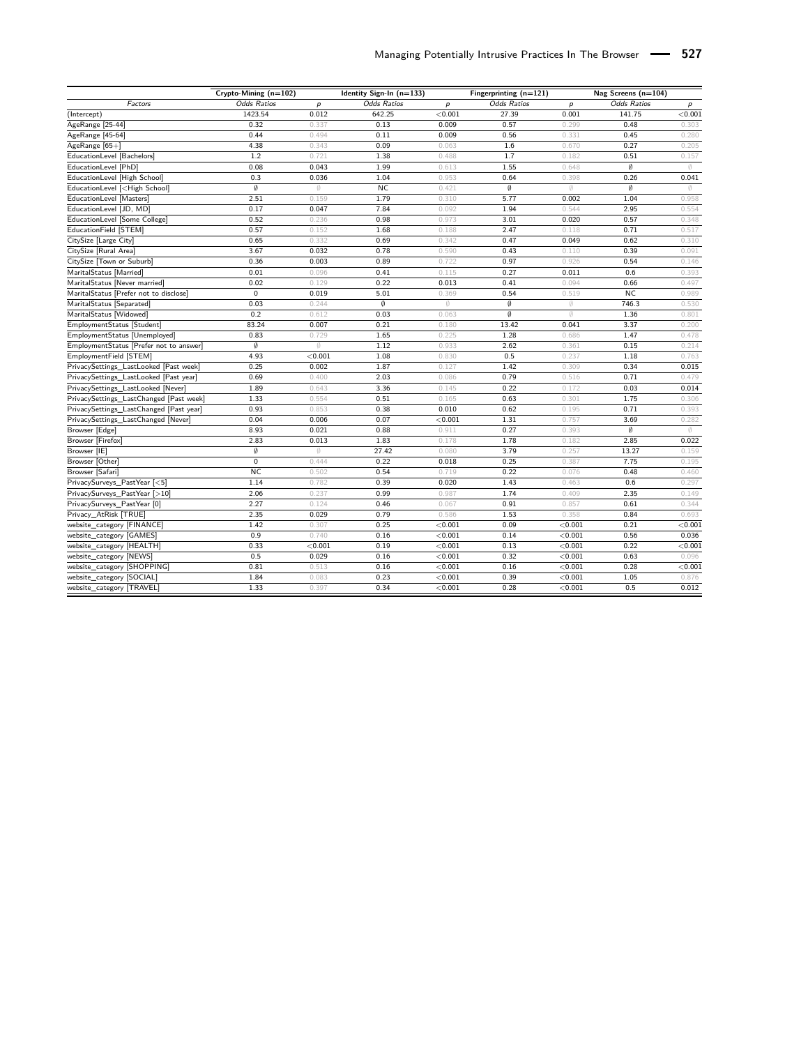| | Crypto-Mining (n=102) | | Identity Sign-In (n=133) | | Fingerprinting (n=121) | | Nag Screens (n=104) | |
|---|---|---|---|---|---|---|---|---|
| *Factors* | *Odds Ratios* | *p* | *Odds Ratios* | *p* | *Odds Ratios* | *p* | *Odds Ratios* | *p* |
| (Intercept) | 1423.54 | 0.012 | 642.25 | <0.001 | 27.39 | 0.001 | 141.75 | <0.001 |
| AgeRange [25-44] | 0.32 | 0.337 | 0.13 | 0.009 | 0.57 | 0.299 | 0.48 | 0.303 |
| AgeRange [45-64] | 0.44 | 0.494 | 0.11 | 0.009 | 0.56 | 0.331 | 0.45 | 0.280 |
| AgeRange [65+] | 4.38 | 0.343 | 0.09 | 0.063 | 1.6 | 0.670 | 0.27 | 0.205 |
| EducationLevel [Bachelors] | 1.2 | 0.721 | 1.38 | 0.488 | 1.7 | 0.182 | 0.51 | 0.157 |
| EducationLevel [PhD] | 0.08 | 0.043 | 1.99 | 0.613 | 1.55 | 0.648 | ∅ | ∅ |
| EducationLevel [High School] | 0.3 | 0.036 | 1.04 | 0.953 | 0.64 | 0.398 | 0.26 | 0.041 |
| EducationLevel [<High School] | ∅ | ∅ | NC | 0.421 | ∅ | ∅ | ∅ | ∅ |
| EducationLevel [Masters] | 2.51 | 0.159 | 1.79 | 0.310 | 5.77 | 0.002 | 1.04 | 0.958 |
| EducationLevel [JD, MD] | 0.17 | 0.047 | 7.84 | 0.092 | 1.94 | 0.544 | 2.95 | 0.554 |
| EducationLevel [Some College] | 0.52 | 0.236 | 0.98 | 0.973 | 3.01 | 0.020 | 0.57 | 0.348 |
| EducationField [STEM] | 0.57 | 0.152 | 1.68 | 0.188 | 2.47 | 0.118 | 0.71 | 0.517 |
| CitySize [Large City] | 0.65 | 0.332 | 0.69 | 0.342 | 0.47 | 0.049 | 0.62 | 0.310 |
| CitySize [Rural Area] | 3.67 | 0.032 | 0.78 | 0.590 | 0.43 | 0.110 | 0.39 | 0.091 |
| CitySize [Town or Suburb] | 0.36 | 0.003 | 0.89 | 0.722 | 0.97 | 0.926 | 0.54 | 0.146 |
| MaritalStatus [Married] | 0.01 | 0.096 | 0.41 | 0.115 | 0.27 | 0.011 | 0.6 | 0.393 |
| MaritalStatus [Never married] | 0.02 | 0.129 | 0.22 | 0.013 | 0.41 | 0.094 | 0.66 | 0.497 |
| MaritalStatus [Prefer not to disclose] | 0 | 0.019 | 5.01 | 0.369 | 0.54 | 0.519 | NC | 0.989 |
| MaritalStatus [Separated] | 0.03 | 0.244 | ∅ | ∅ | ∅ | ∅ | 746.3 | 0.530 |
| MaritalStatus [Widowed] | 0.2 | 0.612 | 0.03 | 0.063 | ∅ | ∅ | 1.36 | 0.801 |
| EmploymentStatus [Student] | 83.24 | 0.007 | 0.21 | 0.180 | 13.42 | 0.041 | 3.37 | 0.200 |
| EmploymentStatus [Unemployed] | 0.83 | 0.729 | 1.65 | 0.225 | 1.28 | 0.686 | 1.47 | 0.478 |
| EmploymentStatus [Prefer not to answer] | ∅ | ∅ | 1.12 | 0.933 | 2.62 | 0.361 | 0.15 | 0.214 |
| EmploymentField [STEM] | 4.93 | <0.001 | 1.08 | 0.830 | 0.5 | 0.237 | 1.18 | 0.763 |
| PrivacySettings_LastLooked [Past week] | 0.25 | 0.002 | 1.87 | 0.127 | 1.42 | 0.309 | 0.34 | 0.015 |
| PrivacySettings_LastLooked [Past year] | 0.69 | 0.400 | 2.03 | 0.086 | 0.79 | 0.516 | 0.71 | 0.479 |
| PrivacySettings_LastLooked [Never] | 1.89 | 0.643 | 3.36 | 0.145 | 0.22 | 0.172 | 0.03 | 0.014 |
| PrivacySettings_LastChanged [Past week] | 1.33 | 0.554 | 0.51 | 0.165 | 0.63 | 0.301 | 1.75 | 0.306 |
| PrivacySettings_LastChanged [Past year] | 0.93 | 0.853 | 0.38 | 0.010 | 0.62 | 0.195 | 0.71 | 0.393 |
| PrivacySettings_LastChanged [Never] | 0.04 | 0.006 | 0.07 | <0.001 | 1.31 | 0.757 | 3.69 | 0.282 |
| Browser [Edge] | 8.93 | 0.021 | 0.88 | 0.911 | 0.27 | 0.393 | ∅ | ∅ |
| Browser [Firefox] | 2.83 | 0.013 | 1.83 | 0.178 | 1.78 | 0.182 | 2.85 | 0.022 |
| Browser [IE] | ∅ | ∅ | 27.42 | 0.080 | 3.79 | 0.257 | 13.27 | 0.159 |
| Browser [Other] | 0 | 0.444 | 0.22 | 0.018 | 0.25 | 0.387 | 7.75 | 0.195 |
| Browser [Safari] | NC | 0.502 | 0.54 | 0.719 | 0.22 | 0.076 | 0.48 | 0.460 |
| PrivacySurveys_PastYear [<5] | 1.14 | 0.782 | 0.39 | 0.020 | 1.43 | 0.463 | 0.6 | 0.297 |
| PrivacySurveys_PastYear [>10] | 2.06 | 0.237 | 0.99 | 0.987 | 1.74 | 0.409 | 2.35 | 0.149 |
| PrivacySurveys_PastYear [0] | 2.27 | 0.124 | 0.46 | 0.067 | 0.91 | 0.857 | 0.61 | 0.344 |
| Privacy_AtRisk [TRUE] | 2.35 | 0.029 | 0.79 | 0.586 | 1.53 | 0.358 | 0.84 | 0.693 |
| website_category [FINANCE] | 1.42 | 0.307 | 0.25 | <0.001 | 0.09 | <0.001 | 0.21 | <0.001 |
| website_category [GAMES] | 0.9 | 0.740 | 0.16 | <0.001 | 0.14 | <0.001 | 0.56 | 0.036 |
| website_category [HEALTH] | 0.33 | <0.001 | 0.19 | <0.001 | 0.13 | <0.001 | 0.22 | <0.001 |
| website_category [NEWS] | 0.5 | 0.029 | 0.16 | <0.001 | 0.32 | <0.001 | 0.63 | 0.096 |
| website_category [SHOPPING] | 0.81 | 0.513 | 0.16 | <0.001 | 0.16 | <0.001 | 0.28 | <0.001 |
| website_category [SOCIAL] | 1.84 | 0.083 | 0.23 | <0.001 | 0.39 | <0.001 | 1.05 | 0.876 |
| website_category [TRAVEL] | 1.33 | 0.397 | 0.34 | <0.001 | 0.28 | <0.001 | 0.5 | 0.012 |